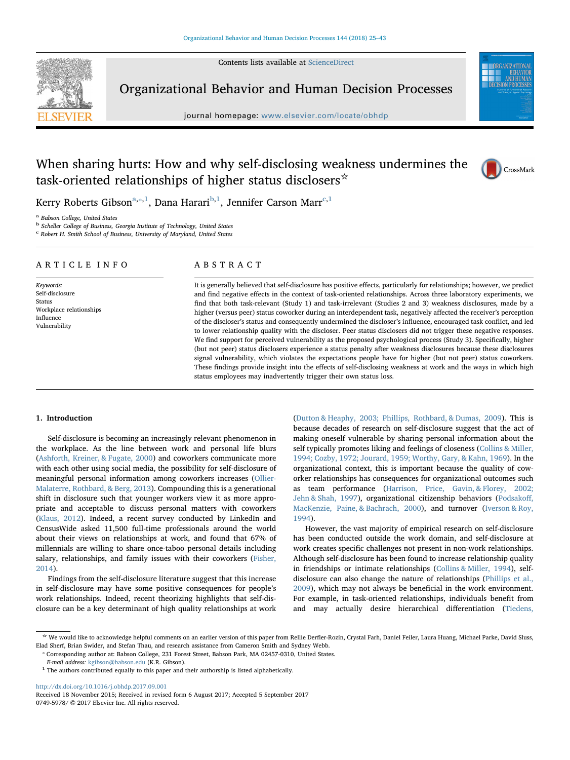Contents lists available at ScienceDirect

# Organizational Behavior and Human Decision Processes

journal homepage: www.elsevier.com/locate/obhdp

# When sharing hurts: How and why self-disclosing weakness undermines the task-oriented relationships of higher status disclosers☆

Kerry Roberts Gibson[a,*,1], Dana Harari[b,1], Jennifer Carson Marr[c,1]

[a] Babson College, United States
[b] Scheller College of Business, Georgia Institute of Technology, United States
[c] Robert H. Smith School of Business, University of Maryland, United States

## ARTICLE INFO

*Keywords:*
Self-disclosure
Status
Workplace relationships
Influence
Vulnerability

## ABSTRACT

It is generally believed that self-disclosure has positive effects, particularly for relationships; however, we predict and find negative effects in the context of task-oriented relationships. Across three laboratory experiments, we find that both task-relevant (Study 1) and task-irrelevant (Studies 2 and 3) weakness disclosures, made by a higher (versus peer) status coworker during an interdependent task, negatively affected the receiver's perception of the discloser's status and consequently undermined the discloser's influence, encouraged task conflict, and led to lower relationship quality with the discloser. Peer status disclosers did not trigger these negative responses. We find support for perceived vulnerability as the proposed psychological process (Study 3). Specifically, higher (but not peer) status disclosers experience a status penalty after weakness disclosures because these disclosures signal vulnerability, which violates the expectations people have for higher (but not peer) status coworkers. These findings provide insight into the effects of self-disclosing weakness at work and the ways in which high status employees may inadvertently trigger their own status loss.

## 1. Introduction

Self-disclosure is becoming an increasingly relevant phenomenon in the workplace. As the line between work and personal life blurs (Ashforth, Kreiner, & Fugate, 2000) and coworkers communicate more with each other using social media, the possibility for self-disclosure of meaningful personal information among coworkers increases (Ollier-Malaterre, Rothbard, & Berg, 2013). Compounding this is a generational shift in disclosure such that younger workers view it as more appropriate and acceptable to discuss personal matters with coworkers (Klaus, 2012). Indeed, a recent survey conducted by LinkedIn and CensusWide asked 11,500 full-time professionals around the world about their views on relationships at work, and found that 67% of millennials are willing to share once-taboo personal details including salary, relationships, and family issues with their coworkers (Fisher, 2014).

Findings from the self-disclosure literature suggest that this increase in self-disclosure may have some positive consequences for people's work relationships. Indeed, recent theorizing highlights that self-disclosure can be a key determinant of high quality relationships at work (Dutton & Heaphy, 2003; Phillips, Rothbard, & Dumas, 2009). This is because decades of research on self-disclosure suggest that the act of making oneself vulnerable by sharing personal information about the self typically promotes liking and feelings of closeness (Collins & Miller, 1994; Cozby, 1972; Jourard, 1959; Worthy, Gary, & Kahn, 1969). In the organizational context, this is important because the quality of coworker relationships has consequences for organizational outcomes such as team performance (Harrison, Price, Gavin, & Florey, 2002; Jehn & Shah, 1997), organizational citizenship behaviors (Podsakoff, MacKenzie, Paine, & Bachrach, 2000), and turnover (Iverson & Roy, 1994).

However, the vast majority of empirical research on self-disclosure has been conducted outside the work domain, and self-disclosure at work creates specific challenges not present in non-work relationships. Although self-disclosure has been found to increase relationship quality in friendships or intimate relationships (Collins & Miller, 1994), self-disclosure can also change the nature of relationships (Phillips et al., 2009), which may not always be beneficial in the work environment. For example, in task-oriented relationships, individuals benefit from and may actually desire hierarchical differentiation (Tiedens,

☆ We would like to acknowledge helpful comments on an earlier version of this paper from Rellie Derfler-Rozin, Crystal Farh, Daniel Feiler, Laura Huang, Michael Parke, David Sluss, Elad Sherf, Brian Swider, and Stefan Thau, and research assistance from Cameron Smith and Sydney Webb.

* Corresponding author at: Babson College, 231 Forest Street, Babson Park, MA 02457-0310, United States.
*E-mail address:* kgibson@babson.edu (K.R. Gibson).

[1] The authors contributed equally to this paper and their authorship is listed alphabetically.

http://dx.doi.org/10.1016/j.obhdp.2017.09.001
Received 18 November 2015; Received in revised form 6 August 2017; Accepted 5 September 2017
0749-5978/ © 2017 Elsevier Inc. All rights reserved.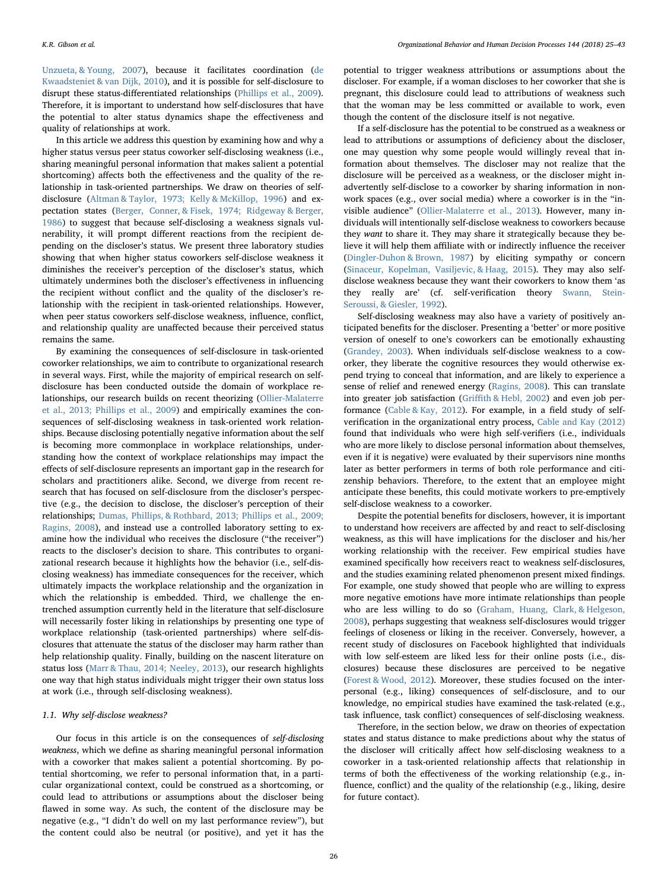Unzueta, & Young, 2007), because it facilitates coordination (de Kwaadsteniet & van Dijk, 2010), and it is possible for self-disclosure to disrupt these status-differentiated relationships (Phillips et al., 2009). Therefore, it is important to understand how self-disclosures that have the potential to alter status dynamics shape the effectiveness and quality of relationships at work.

In this article we address this question by examining how and why a higher status versus peer status coworker self-disclosing weakness (i.e., sharing meaningful personal information that makes salient a potential shortcoming) affects both the effectiveness and the quality of the relationship in task-oriented partnerships. We draw on theories of self-disclosure (Altman & Taylor, 1973; Kelly & McKillop, 1996) and expectation states (Berger, Conner, & Fisek, 1974; Ridgeway & Berger, 1986) to suggest that because self-disclosing a weakness signals vulnerability, it will prompt different reactions from the recipient depending on the discloser's status. We present three laboratory studies showing that when higher status coworkers self-disclose weakness it diminishes the receiver's perception of the discloser's status, which ultimately undermines both the discloser's effectiveness in influencing the recipient without conflict and the quality of the discloser's relationship with the recipient in task-oriented relationships. However, when peer status coworkers self-disclose weakness, influence, conflict, and relationship quality are unaffected because their perceived status remains the same.

By examining the consequences of self-disclosure in task-oriented coworker relationships, we aim to contribute to organizational research in several ways. First, while the majority of empirical research on self-disclosure has been conducted outside the domain of workplace relationships, our research builds on recent theorizing (Ollier-Malaterre et al., 2013; Phillips et al., 2009) and empirically examines the consequences of self-disclosing weakness in task-oriented work relationships. Because disclosing potentially negative information about the self is becoming more commonplace in workplace relationships, understanding how the context of workplace relationships may impact the effects of self-disclosure represents an important gap in the research for scholars and practitioners alike. Second, we diverge from recent research that has focused on self-disclosure from the discloser's perspective (e.g., the decision to disclose, the discloser's perception of their relationships; Dumas, Phillips, & Rothbard, 2013; Phillips et al., 2009; Ragins, 2008), and instead use a controlled laboratory setting to examine how the individual who receives the disclosure ("the receiver") reacts to the discloser's decision to share. This contributes to organizational research because it highlights how the behavior (i.e., self-disclosing weakness) has immediate consequences for the receiver, which ultimately impacts the workplace relationship and the organization in which the relationship is embedded. Third, we challenge the entrenched assumption currently held in the literature that self-disclosure will necessarily foster liking in relationships by presenting one type of workplace relationship (task-oriented partnerships) where self-disclosures that attenuate the status of the discloser may harm rather than help relationship quality. Finally, building on the nascent literature on status loss (Marr & Thau, 2014; Neeley, 2013), our research highlights one way that high status individuals might trigger their own status loss at work (i.e., through self-disclosing weakness).

### 1.1. Why self-disclose weakness?

Our focus in this article is on the consequences of *self-disclosing weakness*, which we define as sharing meaningful personal information with a coworker that makes salient a potential shortcoming. By potential shortcoming, we refer to personal information that, in a particular organizational context, could be construed as a shortcoming, or could lead to attributions or assumptions about the discloser being flawed in some way. As such, the content of the disclosure may be negative (e.g., "I didn't do well on my last performance review"), but the content could also be neutral (or positive), and yet it has the potential to trigger weakness attributions or assumptions about the discloser. For example, if a woman discloses to her coworker that she is pregnant, this disclosure could lead to attributions of weakness such that the woman may be less committed or available to work, even though the content of the disclosure itself is not negative.

If a self-disclosure has the potential to be construed as a weakness or lead to attributions or assumptions of deficiency about the discloser, one may question why some people would willingly reveal that information about themselves. The discloser may not realize that the disclosure will be perceived as a weakness, or the discloser might inadvertently self-disclose to a coworker by sharing information in non-work spaces (e.g., over social media) where a coworker is in the "invisible audience" (Ollier-Malaterre et al., 2013). However, many individuals will intentionally self-disclose weakness to coworkers because they *want* to share it. They may share it strategically because they believe it will help them affiliate with or indirectly influence the receiver (Dingler-Duhon & Brown, 1987) by eliciting sympathy or concern (Sinaceur, Kopelman, Vasiljevic, & Haag, 2015). They may also self-disclose weakness because they want their coworkers to know them 'as they really are' (cf. self-verification theory Swann, Stein-Seroussi, & Giesler, 1992).

Self-disclosing weakness may also have a variety of positively anticipated benefits for the discloser. Presenting a 'better' or more positive version of oneself to one's coworkers can be emotionally exhausting (Grandey, 2003). When individuals self-disclose weakness to a coworker, they liberate the cognitive resources they would otherwise expend trying to conceal that information, and are likely to experience a sense of relief and renewed energy (Ragins, 2008). This can translate into greater job satisfaction (Griffith & Hebl, 2002) and even job performance (Cable & Kay, 2012). For example, in a field study of self-verification in the organizational entry process, Cable and Kay (2012) found that individuals who were high self-verifiers (i.e., individuals who are more likely to disclose personal information about themselves, even if it is negative) were evaluated by their supervisors nine months later as better performers in terms of both role performance and citizenship behaviors. Therefore, to the extent that an employee might anticipate these benefits, this could motivate workers to pre-emptively self-disclose weakness to a coworker.

Despite the potential benefits for disclosers, however, it is important to understand how receivers are affected by and react to self-disclosing weakness, as this will have implications for the discloser and his/her working relationship with the receiver. Few empirical studies have examined specifically how receivers react to weakness self-disclosures, and the studies examining related phenomenon present mixed findings. For example, one study showed that people who are willing to express more negative emotions have more intimate relationships than people who are less willing to do so (Graham, Huang, Clark, & Helgeson, 2008), perhaps suggesting that weakness self-disclosures would trigger feelings of closeness or liking in the receiver. Conversely, however, a recent study of disclosures on Facebook highlighted that individuals with low self-esteem are liked less for their online posts (i.e., disclosures) because these disclosures are perceived to be negative (Forest & Wood, 2012). Moreover, these studies focused on the interpersonal (e.g., liking) consequences of self-disclosure, and to our knowledge, no empirical studies have examined the task-related (e.g., task influence, task conflict) consequences of self-disclosing weakness.

Therefore, in the section below, we draw on theories of expectation states and status distance to make predictions about why the status of the discloser will critically affect how self-disclosing weakness to a coworker in a task-oriented relationship affects that relationship in terms of both the effectiveness of the working relationship (e.g., influence, conflict) and the quality of the relationship (e.g., liking, desire for future contact).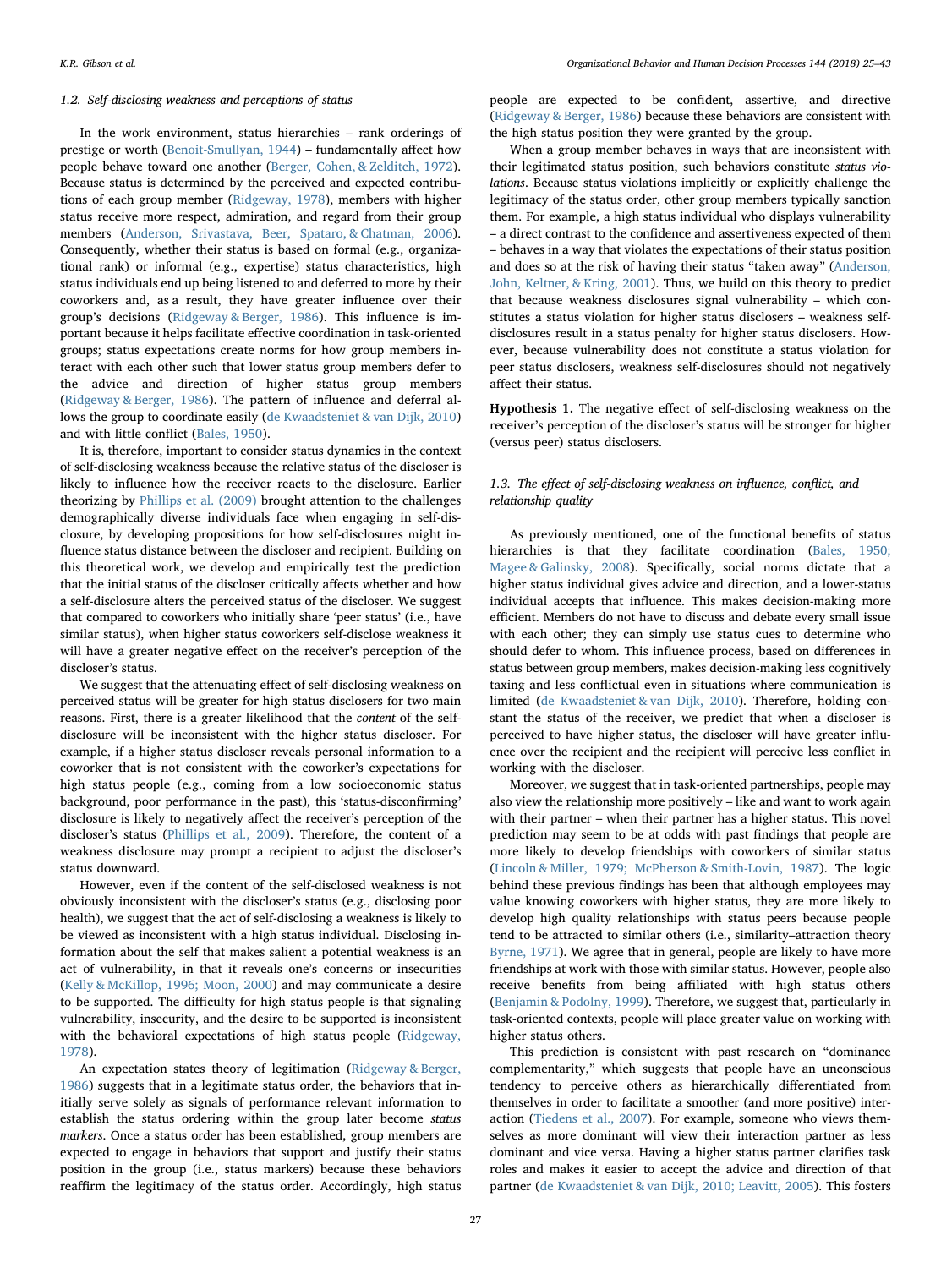### 1.2. Self-disclosing weakness and perceptions of status

In the work environment, status hierarchies – rank orderings of prestige or worth (Benoit-Smullyan, 1944) – fundamentally affect how people behave toward one another (Berger, Cohen, & Zelditch, 1972). Because status is determined by the perceived and expected contributions of each group member (Ridgeway, 1978), members with higher status receive more respect, admiration, and regard from their group members (Anderson, Srivastava, Beer, Spataro, & Chatman, 2006). Consequently, whether their status is based on formal (e.g., organizational rank) or informal (e.g., expertise) status characteristics, high status individuals end up being listened to and deferred to more by their coworkers and, as a result, they have greater influence over their group's decisions (Ridgeway & Berger, 1986). This influence is important because it helps facilitate effective coordination in task-oriented groups; status expectations create norms for how group members interact with each other such that lower status group members defer to the advice and direction of higher status group members (Ridgeway & Berger, 1986). The pattern of influence and deferral allows the group to coordinate easily (de Kwaadsteniet & van Dijk, 2010) and with little conflict (Bales, 1950).

It is, therefore, important to consider status dynamics in the context of self-disclosing weakness because the relative status of the discloser is likely to influence how the receiver reacts to the disclosure. Earlier theorizing by Phillips et al. (2009) brought attention to the challenges demographically diverse individuals face when engaging in self-disclosure, by developing propositions for how self-disclosures might influence status distance between the discloser and recipient. Building on this theoretical work, we develop and empirically test the prediction that the initial status of the discloser critically affects whether and how a self-disclosure alters the perceived status of the discloser. We suggest that compared to coworkers who initially share 'peer status' (i.e., have similar status), when higher status coworkers self-disclose weakness it will have a greater negative effect on the receiver's perception of the discloser's status.

We suggest that the attenuating effect of self-disclosing weakness on perceived status will be greater for high status disclosers for two main reasons. First, there is a greater likelihood that the *content* of the self-disclosure will be inconsistent with the higher status discloser. For example, if a higher status discloser reveals personal information to a coworker that is not consistent with the coworker's expectations for high status people (e.g., coming from a low socioeconomic status background, poor performance in the past), this 'status-disconfirming' disclosure is likely to negatively affect the receiver's perception of the discloser's status (Phillips et al., 2009). Therefore, the content of a weakness disclosure may prompt a recipient to adjust the discloser's status downward.

However, even if the content of the self-disclosed weakness is not obviously inconsistent with the discloser's status (e.g., disclosing poor health), we suggest that the act of self-disclosing a weakness is likely to be viewed as inconsistent with a high status individual. Disclosing information about the self that makes salient a potential weakness is an act of vulnerability, in that it reveals one's concerns or insecurities (Kelly & McKillop, 1996; Moon, 2000) and may communicate a desire to be supported. The difficulty for high status people is that signaling vulnerability, insecurity, and the desire to be supported is inconsistent with the behavioral expectations of high status people (Ridgeway, 1978).

An expectation states theory of legitimation (Ridgeway & Berger, 1986) suggests that in a legitimate status order, the behaviors that initially serve solely as signals of performance relevant information to establish the status ordering within the group later become *status markers*. Once a status order has been established, group members are expected to engage in behaviors that support and justify their status position in the group (i.e., status markers) because these behaviors reaffirm the legitimacy of the status order. Accordingly, high status people are expected to be confident, assertive, and directive (Ridgeway & Berger, 1986) because these behaviors are consistent with the high status position they were granted by the group.

When a group member behaves in ways that are inconsistent with their legitimated status position, such behaviors constitute *status violations*. Because status violations implicitly or explicitly challenge the legitimacy of the status order, other group members typically sanction them. For example, a high status individual who displays vulnerability – a direct contrast to the confidence and assertiveness expected of them – behaves in a way that violates the expectations of their status position and does so at the risk of having their status "taken away" (Anderson, John, Keltner, & Kring, 2001). Thus, we build on this theory to predict that because weakness disclosures signal vulnerability – which constitutes a status violation for higher status disclosers – weakness self-disclosures result in a status penalty for higher status disclosers. However, because vulnerability does not constitute a status violation for peer status disclosers, weakness self-disclosures should not negatively affect their status.

**Hypothesis 1.** The negative effect of self-disclosing weakness on the receiver's perception of the discloser's status will be stronger for higher (versus peer) status disclosers.

### 1.3. The effect of self-disclosing weakness on influence, conflict, and relationship quality

As previously mentioned, one of the functional benefits of status hierarchies is that they facilitate coordination (Bales, 1950; Magee & Galinsky, 2008). Specifically, social norms dictate that a higher status individual gives advice and direction, and a lower-status individual accepts that influence. This makes decision-making more efficient. Members do not have to discuss and debate every small issue with each other; they can simply use status cues to determine who should defer to whom. This influence process, based on differences in status between group members, makes decision-making less cognitively taxing and less conflictual even in situations where communication is limited (de Kwaadsteniet & van Dijk, 2010). Therefore, holding constant the status of the receiver, we predict that when a discloser is perceived to have higher status, the discloser will have greater influence over the recipient and the recipient will perceive less conflict in working with the discloser.

Moreover, we suggest that in task-oriented partnerships, people may also view the relationship more positively – like and want to work again with their partner – when their partner has a higher status. This novel prediction may seem to be at odds with past findings that people are more likely to develop friendships with coworkers of similar status (Lincoln & Miller, 1979; McPherson & Smith-Lovin, 1987). The logic behind these previous findings has been that although employees may value knowing coworkers with higher status, they are more likely to develop high quality relationships with status peers because people tend to be attracted to similar others (i.e., similarity–attraction theory Byrne, 1971). We agree that in general, people are likely to have more friendships at work with those with similar status. However, people also receive benefits from being affiliated with high status others (Benjamin & Podolny, 1999). Therefore, we suggest that, particularly in task-oriented contexts, people will place greater value on working with higher status others.

This prediction is consistent with past research on "dominance complementarity," which suggests that people have an unconscious tendency to perceive others as hierarchically differentiated from themselves in order to facilitate a smoother (and more positive) interaction (Tiedens et al., 2007). For example, someone who views themselves as more dominant will view their interaction partner as less dominant and vice versa. Having a higher status partner clarifies task roles and makes it easier to accept the advice and direction of that partner (de Kwaadsteniet & van Dijk, 2010; Leavitt, 2005). This fosters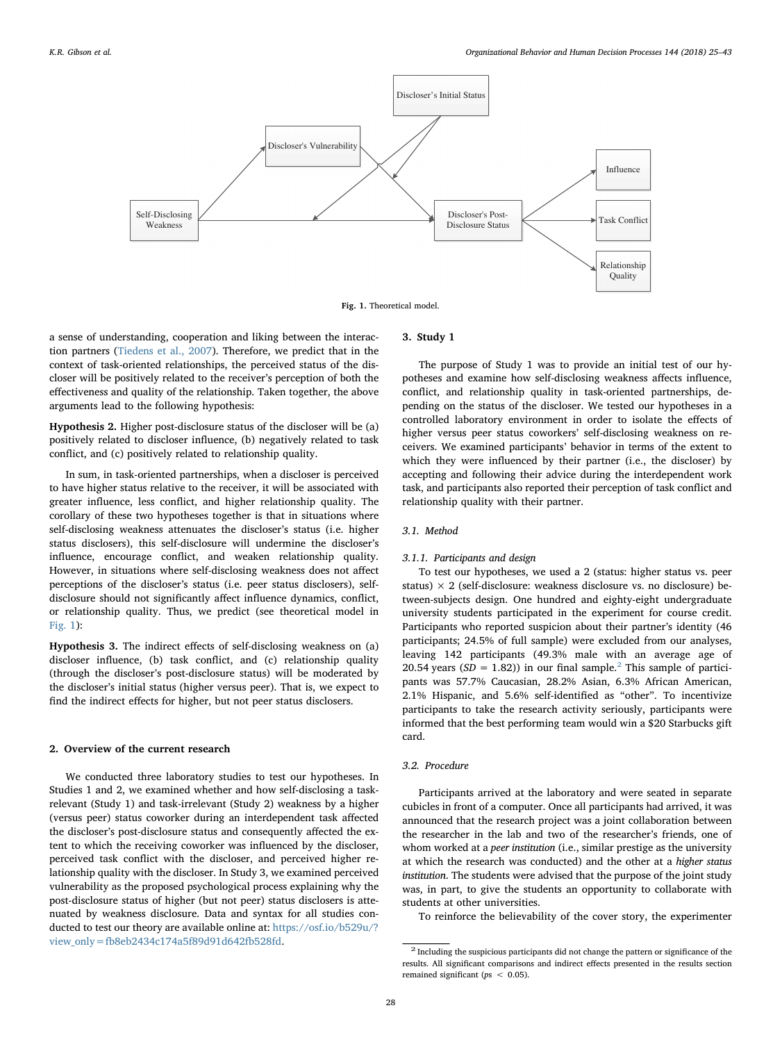Fig. 1. Theoretical model.

a sense of understanding, cooperation and liking between the interaction partners (Tiedens et al., 2007). Therefore, we predict that in the context of task-oriented relationships, the perceived status of the discloser will be positively related to the receiver's perception of both the effectiveness and quality of the relationship. Taken together, the above arguments lead to the following hypothesis:

**Hypothesis 2.** Higher post-disclosure status of the discloser will be (a) positively related to discloser influence, (b) negatively related to task conflict, and (c) positively related to relationship quality.

In sum, in task-oriented partnerships, when a discloser is perceived to have higher status relative to the receiver, it will be associated with greater influence, less conflict, and higher relationship quality. The corollary of these two hypotheses together is that in situations where self-disclosing weakness attenuates the discloser's status (i.e. higher status disclosers), this self-disclosure will undermine the discloser's influence, encourage conflict, and weaken relationship quality. However, in situations where self-disclosing weakness does not affect perceptions of the discloser's status (i.e. peer status disclosers), self-disclosure should not significantly affect influence dynamics, conflict, or relationship quality. Thus, we predict (see theoretical model in Fig. 1):

**Hypothesis 3.** The indirect effects of self-disclosing weakness on (a) discloser influence, (b) task conflict, and (c) relationship quality (through the discloser's post-disclosure status) will be moderated by the discloser's initial status (higher versus peer). That is, we expect to find the indirect effects for higher, but not peer status disclosers.

## 2. Overview of the current research

We conducted three laboratory studies to test our hypotheses. In Studies 1 and 2, we examined whether and how self-disclosing a task-relevant (Study 1) and task-irrelevant (Study 2) weakness by a higher (versus peer) status coworker during an interdependent task affected the discloser's post-disclosure status and consequently affected the extent to which the receiving coworker was influenced by the discloser, perceived task conflict with the discloser, and perceived higher relationship quality with the discloser. In Study 3, we examined perceived vulnerability as the proposed psychological process explaining why the post-disclosure status of higher (but not peer) status disclosers is attenuated by weakness disclosure. Data and syntax for all studies conducted to test our theory are available online at: https://osf.io/b529u/?view_only=fb8eb2434c174a5f89d91d642fb528fd.

## 3. Study 1

The purpose of Study 1 was to provide an initial test of our hypotheses and examine how self-disclosing weakness affects influence, conflict, and relationship quality in task-oriented partnerships, depending on the status of the discloser. We tested our hypotheses in a controlled laboratory environment in order to isolate the effects of higher versus peer status coworkers' self-disclosing weakness on receivers. We examined participants' behavior in terms of the extent to which they were influenced by their partner (i.e., the discloser) by accepting and following their advice during the interdependent work task, and participants also reported their perception of task conflict and relationship quality with their partner.

### 3.1. Method

#### 3.1.1. Participants and design

To test our hypotheses, we used a 2 (status: higher status vs. peer status) × 2 (self-disclosure: weakness disclosure vs. no disclosure) between-subjects design. One hundred and eighty-eight undergraduate university students participated in the experiment for course credit. Participants who reported suspicion about their partner's identity (46 participants; 24.5% of full sample) were excluded from our analyses, leaving 142 participants (49.3% male with an average age of 20.54 years ($SD = 1.82$)) in our final sample.[2] This sample of participants was 57.7% Caucasian, 28.2% Asian, 6.3% African American, 2.1% Hispanic, and 5.6% self-identified as "other". To incentivize participants to take the research activity seriously, participants were informed that the best performing team would win a $20 Starbucks gift card.

### 3.2. Procedure

Participants arrived at the laboratory and were seated in separate cubicles in front of a computer. Once all participants had arrived, it was announced that the research project was a joint collaboration between the researcher in the lab and two of the researcher's friends, one of whom worked at a *peer institution* (i.e., similar prestige as the university at which the research was conducted) and the other at a *higher status institution*. The students were advised that the purpose of the joint study was, in part, to give the students an opportunity to collaborate with students at other universities.

To reinforce the believability of the cover story, the experimenter

[2] Including the suspicious participants did not change the pattern or significance of the results. All significant comparisons and indirect effects presented in the results section remained significant ($ps < 0.05$).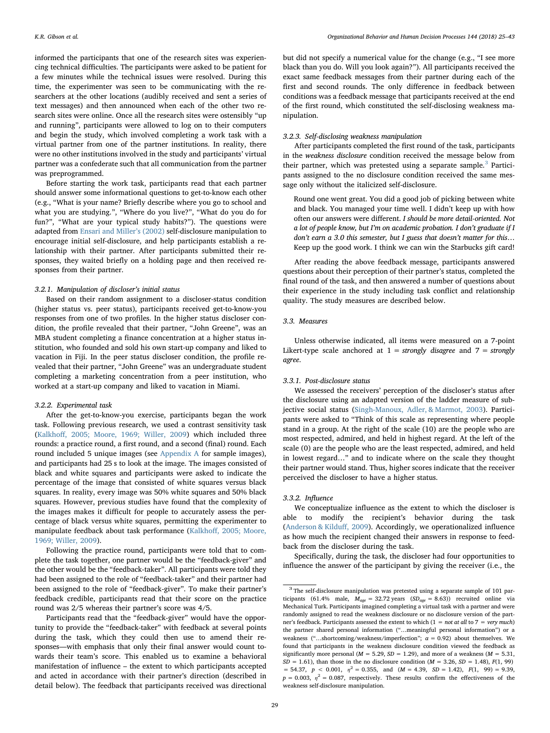informed the participants that one of the research sites was experiencing technical difficulties. The participants were asked to be patient for a few minutes while the technical issues were resolved. During this time, the experimenter was seen to be communicating with the researchers at the other locations (audibly received and sent a series of text messages) and then announced when each of the other two research sites were online. Once all the research sites were ostensibly "up and running", participants were allowed to log on to their computers and begin the study, which involved completing a work task with a virtual partner from one of the partner institutions. In reality, there were no other institutions involved in the study and participants' virtual partner was a confederate such that all communication from the partner was preprogrammed.

Before starting the work task, participants read that each partner should answer some informational questions to get-to-know each other (e.g., "What is your name? Briefly describe where you go to school and what you are studying.", "Where do you live?", "What do you do for fun?", "What are your typical study habits?"). The questions were adapted from Ensari and Miller's (2002) self-disclosure manipulation to encourage initial self-disclosure, and help participants establish a relationship with their partner. After participants submitted their responses, they waited briefly on a holding page and then received responses from their partner.

#### 3.2.1. Manipulation of discloser's initial status

Based on their random assignment to a discloser-status condition (higher status vs. peer status), participants received get-to-know-you responses from one of two profiles. In the higher status discloser condition, the profile revealed that their partner, "John Greene", was an MBA student completing a finance concentration at a higher status institution, who founded and sold his own start-up company and liked to vacation in Fiji. In the peer status discloser condition, the profile revealed that their partner, "John Greene" was an undergraduate student completing a marketing concentration from a peer institution, who worked at a start-up company and liked to vacation in Miami.

#### 3.2.2. Experimental task

After the get-to-know-you exercise, participants began the work task. Following previous research, we used a contrast sensitivity task (Kalkhoff, 2005; Moore, 1969; Willer, 2009) which included three rounds: a practice round, a first round, and a second (final) round. Each round included 5 unique images (see Appendix A for sample images), and participants had 25 s to look at the image. The images consisted of black and white squares and participants were asked to indicate the percentage of the image that consisted of white squares versus black squares. In reality, every image was 50% white squares and 50% black squares. However, previous studies have found that the complexity of the images makes it difficult for people to accurately assess the percentage of black versus white squares, permitting the experimenter to manipulate feedback about task performance (Kalkhoff, 2005; Moore, 1969; Willer, 2009).

Following the practice round, participants were told that to complete the task together, one partner would be the "feedback-giver" and the other would be the "feedback-taker". All participants were told they had been assigned to the role of "feedback-taker" and their partner had been assigned to the role of "feedback-giver". To make their partner's feedback credible, participants read that their score on the practice round was 2/5 whereas their partner's score was 4/5.

Participants read that the "feedback-giver" would have the opportunity to provide the "feedback-taker" with feedback at several points during the task, which they could then use to amend their responses—with emphasis that only their final answer would count towards their team's score. This enabled us to examine a behavioral manifestation of influence – the extent to which participants accepted and acted in accordance with their partner's direction (described in detail below). The feedback that participants received was directional but did not specify a numerical value for the change (e.g., "I see more black than you do. Will you look again?"). All participants received the exact same feedback messages from their partner during each of the first and second rounds. The only difference in feedback between conditions was a feedback message that participants received at the end of the first round, which constituted the self-disclosing weakness manipulation.

#### 3.2.3. Self-disclosing weakness manipulation

After participants completed the first round of the task, participants in the *weakness disclosure* condition received the message below from their partner, which was pretested using a separate sample.[3] Participants assigned to the no disclosure condition received the same message only without the italicized self-disclosure.

> Round one went great. You did a good job of picking between white and black. You managed your time well. I didn't keep up with how often our answers were different. *I should be more detail-oriented. Not a lot of people know, but I'm on academic probation. I don't graduate if I don't earn a 3.0 this semester, but I guess that doesn't matter for this…* Keep up the good work. I think we can win the Starbucks gift card!

After reading the above feedback message, participants answered questions about their perception of their partner's status, completed the final round of the task, and then answered a number of questions about their experience in the study including task conflict and relationship quality. The study measures are described below.

### 3.3. Measures

Unless otherwise indicated, all items were measured on a 7-point Likert-type scale anchored at 1 = *strongly disagree* and 7 = *strongly agree*.

#### 3.3.1. Post-disclosure status

We assessed the receivers' perception of the discloser's status after the disclosure using an adapted version of the ladder measure of subjective social status (Singh-Manoux, Adler, & Marmot, 2003). Participants were asked to "Think of this scale as representing where people stand in a group. At the right of the scale (10) are the people who are most respected, admired, and held in highest regard. At the left of the scale (0) are the people who are the least respected, admired, and held in lowest regard…" and to indicate where on the scale they thought their partner would stand. Thus, higher scores indicate that the receiver perceived the discloser to have a higher status.

#### 3.3.2. Influence

We conceptualize influence as the extent to which the discloser is able to modify the recipient's behavior during the task (Anderson & Kilduff, 2009). Accordingly, we operationalized influence as how much the recipient changed their answers in response to feedback from the discloser during the task.

Specifically, during the task, the discloser had four opportunities to influence the answer of the participant by giving the receiver (i.e., the

[3] The self-disclosure manipulation was pretested using a separate sample of 101 participants (61.4% male, $M_{age}$ = 32.72 years ($SD_{age}$ = 8.63)) recruited online via Mechanical Turk. Participants imagined completing a virtual task with a partner and were randomly assigned to read the weakness disclosure or no disclosure version of the partner's feedback. Participants assessed the extent to which (1 = *not at all* to 7 = *very much*) the partner shared personal information ("…meaningful personal information") or a weakness ("…shortcoming/weakness/imperfection"; $\alpha = 0.92$) about themselves. We found that participants in the weakness disclosure condition viewed the feedback as significantly more personal ($M = 5.29$, $SD = 1.29$), and more of a weakness ($M = 5.31$, $SD = 1.61$), than those in the no disclosure condition ($M = 3.26$, $SD = 1.48$), $F(1, 99) = 54.37$, $p < 0.001$, $\eta^2 = 0.355$, and ($M = 4.39$, $SD = 1.42$), $F(1, 99) = 9.39$, $p = 0.003$, $\eta^2 = 0.087$, respectively. These results confirm the effectiveness of the weakness self-disclosure manipulation.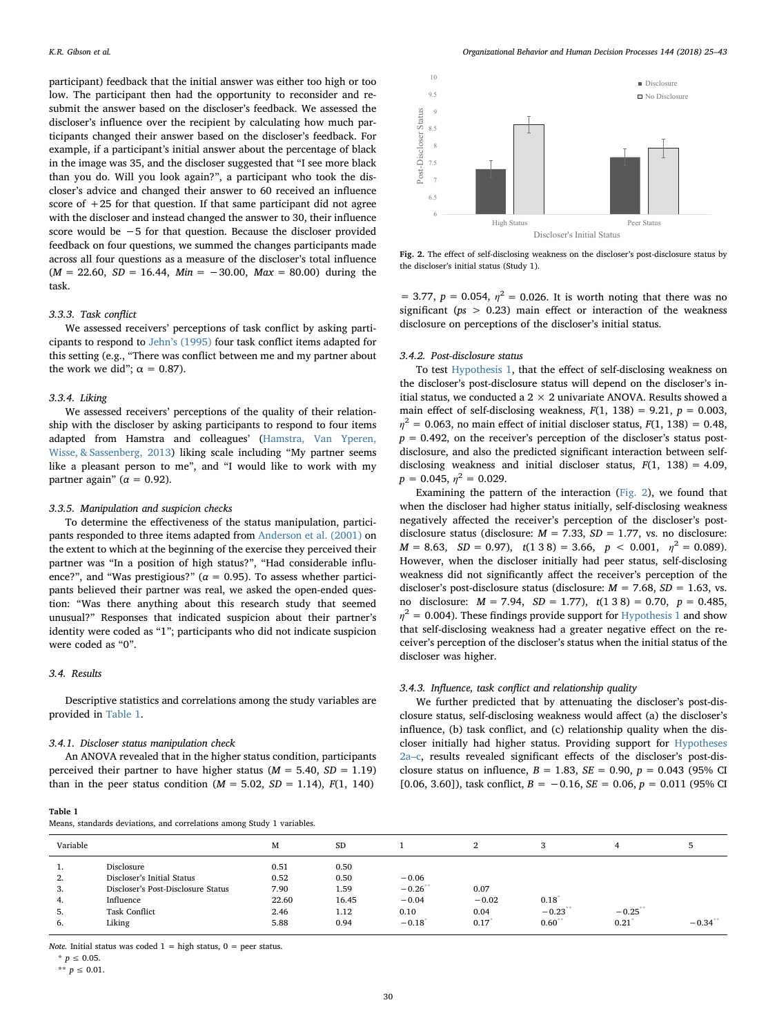participant) feedback that the initial answer was either too high or too low. The participant then had the opportunity to reconsider and resubmit the answer based on the discloser's feedback. We assessed the discloser's influence over the recipient by calculating how much participants changed their answer based on the discloser's feedback. For example, if a participant's initial answer about the percentage of black in the image was 35, and the discloser suggested that "I see more black than you do. Will you look again?", a participant who took the discloser's advice and changed their answer to 60 received an influence score of +25 for that question. If that same participant did not agree with the discloser and instead changed the answer to 30, their influence score would be −5 for that question. Because the discloser provided feedback on four questions, we summed the changes participants made across all four questions as a measure of the discloser's total influence ($M = 22.60$, $SD = 16.44$, $Min = -30.00$, $Max = 80.00$) during the task.

#### 3.3.3. Task conflict

We assessed receivers' perceptions of task conflict by asking participants to respond to Jehn's (1995) four task conflict items adapted for this setting (e.g., "There was conflict between me and my partner about the work we did"; $\alpha = 0.87$).

#### 3.3.4. Liking

We assessed receivers' perceptions of the quality of their relationship with the discloser by asking participants to respond to four items adapted from Hamstra and colleagues' (Hamstra, Van Yperen, Wisse, & Sassenberg, 2013) liking scale including "My partner seems like a pleasant person to me", and "I would like to work with my partner again" ($\alpha = 0.92$).

#### 3.3.5. Manipulation and suspicion checks

To determine the effectiveness of the status manipulation, participants responded to three items adapted from Anderson et al. (2001) on the extent to which at the beginning of the exercise they perceived their partner was "In a position of high status?", "Had considerable influence?", and "Was prestigious?" ($\alpha = 0.95$). To assess whether participants believed their partner was real, we asked the open-ended question: "Was there anything about this research study that seemed unusual?" Responses that indicated suspicion about their partner's identity were coded as "1"; participants who did not indicate suspicion were coded as "0".

### 3.4. Results

Descriptive statistics and correlations among the study variables are provided in Table 1.

#### 3.4.1. Discloser status manipulation check

An ANOVA revealed that in the higher status condition, participants perceived their partner to have higher status ($M = 5.40$, $SD = 1.19$) than in the peer status condition ($M = 5.02$, $SD = 1.14$), $F(1, 140) = 3.77$, $p = 0.054$, $\eta^2 = 0.026$. It is worth noting that there was no significant ($ps > 0.23$) main effect or interaction of the weakness disclosure on perceptions of the discloser's initial status.

**Fig. 2.** The effect of self-disclosing weakness on the discloser's post-disclosure status by the discloser's initial status (Study 1).

#### 3.4.2. Post-disclosure status

To test Hypothesis 1, that the effect of self-disclosing weakness on the discloser's post-disclosure status will depend on the discloser's initial status, we conducted a 2 × 2 univariate ANOVA. Results showed a main effect of self-disclosing weakness, $F(1, 138) = 9.21$, $p = 0.003$, $\eta^2 = 0.063$, no main effect of initial discloser status, $F(1, 138) = 0.48$, $p = 0.492$, on the receiver's perception of the discloser's status post-disclosure, and also the predicted significant interaction between self-disclosing weakness and initial discloser status, $F(1, 138) = 4.09$, $p = 0.045$, $\eta^2 = 0.029$.

Examining the pattern of the interaction (Fig. 2), we found that when the discloser had higher status initially, self-disclosing weakness negatively affected the receiver's perception of the discloser's post-disclosure status (disclosure: $M = 7.33$, $SD = 1.77$, vs. no disclosure: $M = 8.63$, $SD = 0.97$), $t(138) = 3.66$, $p < 0.001$, $\eta^2 = 0.089$). However, when the discloser initially had peer status, self-disclosing weakness did not significantly affect the receiver's perception of the discloser's post-disclosure status (disclosure: $M = 7.68$, $SD = 1.63$, vs. no disclosure: $M = 7.94$, $SD = 1.77$), $t(138) = 0.70$, $p = 0.485$, $\eta^2 = 0.004$). These findings provide support for Hypothesis 1 and show that self-disclosing weakness had a greater negative effect on the receiver's perception of the discloser's status when the initial status of the discloser was higher.

#### 3.4.3. Influence, task conflict and relationship quality

We further predicted that by attenuating the discloser's post-disclosure status, self-disclosing weakness would affect (a) the discloser's influence, (b) task conflict, and (c) relationship quality when the discloser initially had higher status. Providing support for Hypotheses 2a–c, results revealed significant effects of the discloser's post-disclosure status on influence, $B = 1.83$, $SE = 0.90$, $p = 0.043$ (95% CI [0.06, 3.60]), task conflict, $B = -0.16$, $SE = 0.06$, $p = 0.011$ (95% CI

**Table 1**
Means, standards deviations, and correlations among Study 1 variables.

| | Variable | M | SD | 1 | 2 | 3 | 4 | 5 |
|---|---|---|---|---|---|---|---|---|
| 1. | Disclosure | 0.51 | 0.50 | | | | | |
| 2. | Discloser's Initial Status | 0.52 | 0.50 | −0.06 | | | | |
| 3. | Discloser's Post-Disclosure Status | 7.90 | 1.59 | −0.26** | 0.07 | | | |
| 4. | Influence | 22.60 | 16.45 | −0.04 | −0.02 | 0.18* | | |
| 5. | Task Conflict | 2.46 | 1.12 | 0.10 | 0.04 | −0.23** | −0.25** | |
| 6. | Liking | 5.88 | 0.94 | −0.18* | 0.17* | 0.60** | 0.21* | −0.34** |

*Note.* Initial status was coded 1 = high status, 0 = peer status.
\* $p \le 0.05$.
\*\* $p \le 0.01$.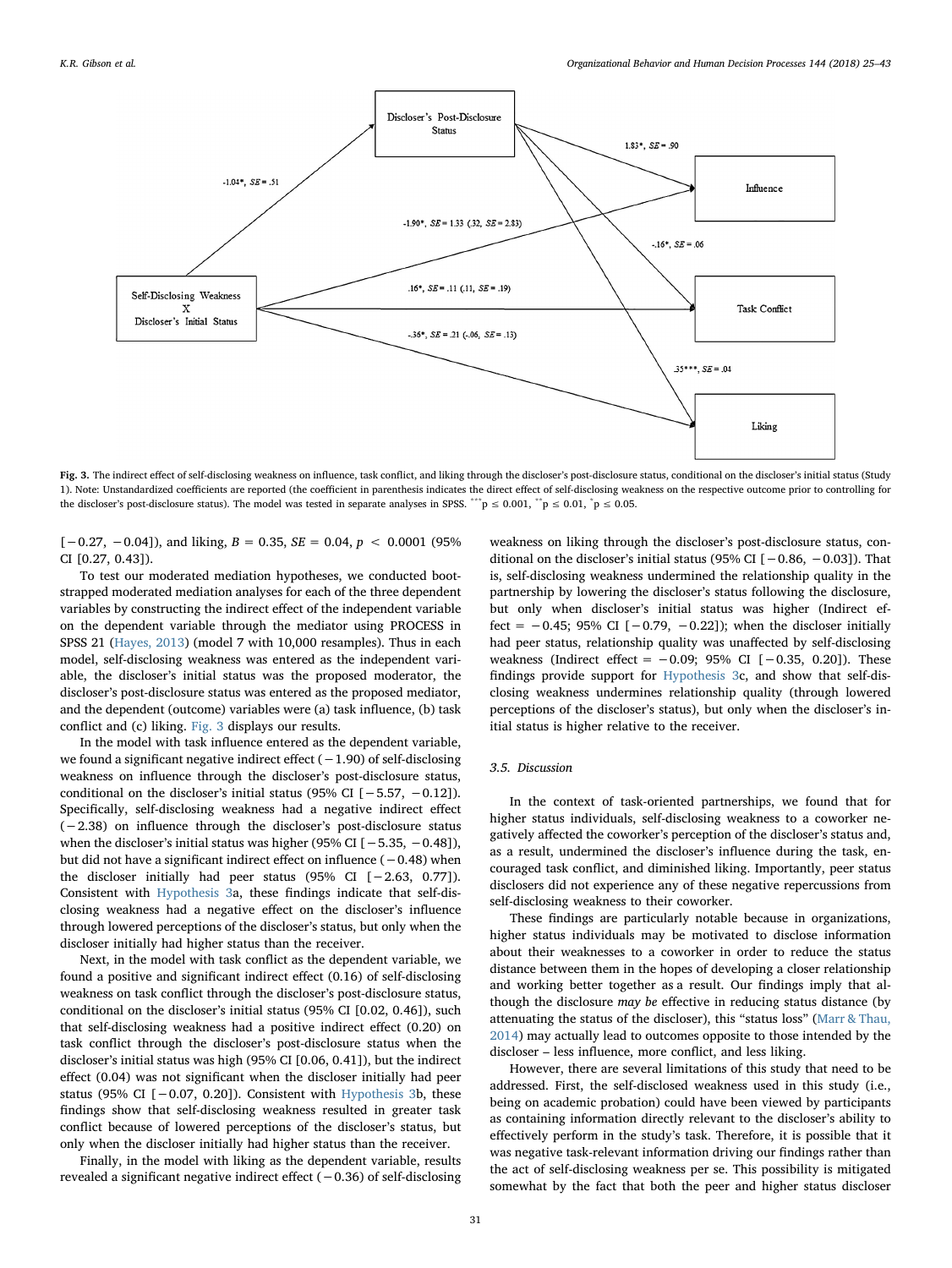**Fig. 3.** The indirect effect of self-disclosing weakness on influence, task conflict, and liking through the discloser's post-disclosure status, conditional on the discloser's initial status (Study 1). Note: Unstandardized coefficients are reported (the coefficient in parenthesis indicates the direct effect of self-disclosing weakness on the respective outcome prior to controlling for the discloser's post-disclosure status). The model was tested in separate analyses in SPSS. ***p ≤ 0.001, **p ≤ 0.01, *p ≤ 0.05.

[−0.27, −0.04]), and liking, $B = 0.35$, $SE = 0.04$, $p < 0.0001$ (95% CI [0.27, 0.43]).

To test our moderated mediation hypotheses, we conducted bootstrapped moderated mediation analyses for each of the three dependent variables by constructing the indirect effect of the independent variable on the dependent variable through the mediator using PROCESS in SPSS 21 (Hayes, 2013) (model 7 with 10,000 resamples). Thus in each model, self-disclosing weakness was entered as the independent variable, the discloser's initial status was the proposed moderator, the discloser's post-disclosure status was entered as the proposed mediator, and the dependent (outcome) variables were (a) task influence, (b) task conflict and (c) liking. Fig. 3 displays our results.

In the model with task influence entered as the dependent variable, we found a significant negative indirect effect (−1.90) of self-disclosing weakness on influence through the discloser's post-disclosure status, conditional on the discloser's initial status (95% CI [−5.57, −0.12]). Specifically, self-disclosing weakness had a negative indirect effect (−2.38) on influence through the discloser's post-disclosure status when the discloser's initial status was higher (95% CI [−5.35, −0.48]), but did not have a significant indirect effect on influence (−0.48) when the discloser initially had peer status (95% CI [−2.63, 0.77]). Consistent with Hypothesis 3a, these findings indicate that self-disclosing weakness had a negative effect on the discloser's influence through lowered perceptions of the discloser's status, but only when the discloser initially had higher status than the receiver.

Next, in the model with task conflict as the dependent variable, we found a positive and significant indirect effect (0.16) of self-disclosing weakness on task conflict through the discloser's post-disclosure status, conditional on the discloser's initial status (95% CI [0.02, 0.46]), such that self-disclosing weakness had a positive indirect effect (0.20) on task conflict through the discloser's post-disclosure status when the discloser's initial status was high (95% CI [0.06, 0.41]), but the indirect effect (0.04) was not significant when the discloser initially had peer status (95% CI [−0.07, 0.20]). Consistent with Hypothesis 3b, these findings show that self-disclosing weakness resulted in greater task conflict because of lowered perceptions of the discloser's status, but only when the discloser initially had higher status than the receiver.

Finally, in the model with liking as the dependent variable, results revealed a significant negative indirect effect (−0.36) of self-disclosing weakness on liking through the discloser's post-disclosure status, conditional on the discloser's initial status (95% CI [−0.86, −0.03]). That is, self-disclosing weakness undermined the relationship quality in the partnership by lowering the discloser's status following the disclosure, but only when discloser's initial status was higher (Indirect effect = −0.45; 95% CI [−0.79, −0.22]); when the discloser initially had peer status, relationship quality was unaffected by self-disclosing weakness (Indirect effect = −0.09; 95% CI [−0.35, 0.20]). These findings provide support for Hypothesis 3c, and show that self-disclosing weakness undermines relationship quality (through lowered perceptions of the discloser's status), but only when the discloser's initial status is higher relative to the receiver.

### 3.5. Discussion

In the context of task-oriented partnerships, we found that for higher status individuals, self-disclosing weakness to a coworker negatively affected the coworker's perception of the discloser's status and, as a result, undermined the discloser's influence during the task, encouraged task conflict, and diminished liking. Importantly, peer status disclosers did not experience any of these negative repercussions from self-disclosing weakness to their coworker.

These findings are particularly notable because in organizations, higher status individuals may be motivated to disclose information about their weaknesses to a coworker in order to reduce the status distance between them in the hopes of developing a closer relationship and working better together as a result. Our findings imply that although the disclosure *may be* effective in reducing status distance (by attenuating the status of the discloser), this "status loss" (Marr & Thau, 2014) may actually lead to outcomes opposite to those intended by the discloser – less influence, more conflict, and less liking.

However, there are several limitations of this study that need to be addressed. First, the self-disclosed weakness used in this study (i.e., being on academic probation) could have been viewed by participants as containing information directly relevant to the discloser's ability to effectively perform in the study's task. Therefore, it is possible that it was negative task-relevant information driving our findings rather than the act of self-disclosing weakness per se. This possibility is mitigated somewhat by the fact that both the peer and higher status discloser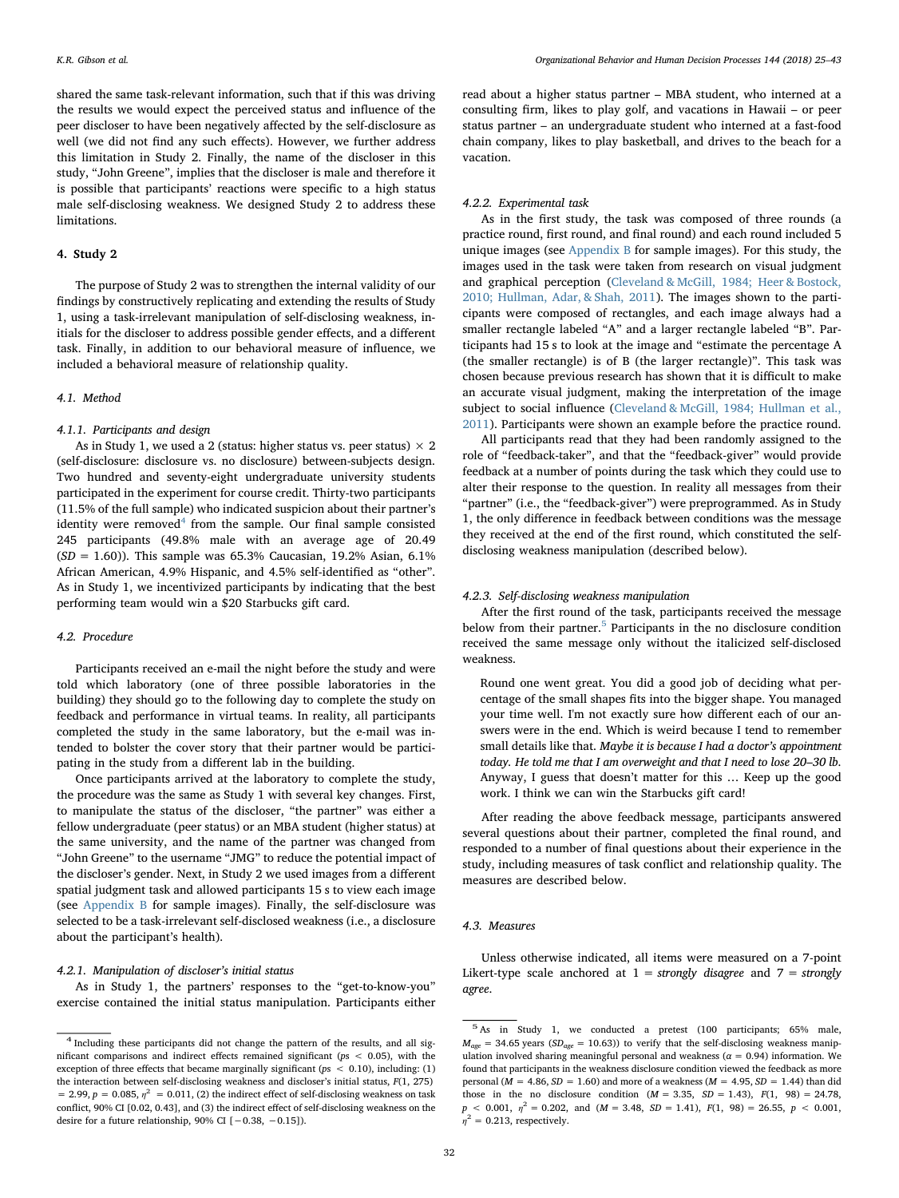shared the same task-relevant information, such that if this was driving the results we would expect the perceived status and influence of the peer discloser to have been negatively affected by the self-disclosure as well (we did not find any such effects). However, we further address this limitation in Study 2. Finally, the name of the discloser in this study, "John Greene", implies that the discloser is male and therefore it is possible that participants' reactions were specific to a high status male self-disclosing weakness. We designed Study 2 to address these limitations.

## 4. Study 2

The purpose of Study 2 was to strengthen the internal validity of our findings by constructively replicating and extending the results of Study 1, using a task-irrelevant manipulation of self-disclosing weakness, initials for the discloser to address possible gender effects, and a different task. Finally, in addition to our behavioral measure of influence, we included a behavioral measure of relationship quality.

### 4.1. Method

#### 4.1.1. Participants and design

As in Study 1, we used a 2 (status: higher status vs. peer status) × 2 (self-disclosure: disclosure vs. no disclosure) between-subjects design. Two hundred and seventy-eight undergraduate university students participated in the experiment for course credit. Thirty-two participants (11.5% of the full sample) who indicated suspicion about their partner's identity were removed[4] from the sample. Our final sample consisted 245 participants (49.8% male with an average age of 20.49 ($SD = 1.60$)). This sample was 65.3% Caucasian, 19.2% Asian, 6.1% African American, 4.9% Hispanic, and 4.5% self-identified as "other". As in Study 1, we incentivized participants by indicating that the best performing team would win a $20 Starbucks gift card.

### 4.2. Procedure

Participants received an e-mail the night before the study and were told which laboratory (one of three possible laboratories in the building) they should go to the following day to complete the study on feedback and performance in virtual teams. In reality, all participants completed the study in the same laboratory, but the e-mail was intended to bolster the cover story that their partner would be participating in the study from a different lab in the building.

Once participants arrived at the laboratory to complete the study, the procedure was the same as Study 1 with several key changes. First, to manipulate the status of the discloser, "the partner" was either a fellow undergraduate (peer status) or an MBA student (higher status) at the same university, and the name of the partner was changed from "John Greene" to the username "JMG" to reduce the potential impact of the discloser's gender. Next, in Study 2 we used images from a different spatial judgment task and allowed participants 15 s to view each image (see Appendix B for sample images). Finally, the self-disclosure was selected to be a task-irrelevant self-disclosed weakness (i.e., a disclosure about the participant's health).

#### 4.2.1. Manipulation of discloser's initial status

As in Study 1, the partners' responses to the "get-to-know-you" exercise contained the initial status manipulation. Participants either read about a higher status partner – MBA student, who interned at a consulting firm, likes to play golf, and vacations in Hawaii – or peer status partner – an undergraduate student who interned at a fast-food chain company, likes to play basketball, and drives to the beach for a vacation.

#### 4.2.2. Experimental task

As in the first study, the task was composed of three rounds (a practice round, first round, and final round) and each round included 5 unique images (see Appendix B for sample images). For this study, the images used in the task were taken from research on visual judgment and graphical perception (Cleveland & McGill, 1984; Heer & Bostock, 2010; Hullman, Adar, & Shah, 2011). The images shown to the participants were composed of rectangles, and each image always had a smaller rectangle labeled "A" and a larger rectangle labeled "B". Participants had 15 s to look at the image and "estimate the percentage A (the smaller rectangle) is of B (the larger rectangle)". This task was chosen because previous research has shown that it is difficult to make an accurate visual judgment, making the interpretation of the image subject to social influence (Cleveland & McGill, 1984; Hullman et al., 2011). Participants were shown an example before the practice round.

All participants read that they had been randomly assigned to the role of "feedback-taker", and that the "feedback-giver" would provide feedback at a number of points during the task which they could use to alter their response to the question. In reality all messages from their "partner" (i.e., the "feedback-giver") were preprogrammed. As in Study 1, the only difference in feedback between conditions was the message they received at the end of the first round, which constituted the self-disclosing weakness manipulation (described below).

#### 4.2.3. Self-disclosing weakness manipulation

After the first round of the task, participants received the message below from their partner.[5] Participants in the no disclosure condition received the same message only without the italicized self-disclosed weakness.

> Round one went great. You did a good job of deciding what percentage of the small shapes fits into the bigger shape. You managed your time well. I'm not exactly sure how different each of our answers were in the end. Which is weird because I tend to remember small details like that. *Maybe it is because I had a doctor's appointment today. He told me that I am overweight and that I need to lose 20–30 lb.* Anyway, I guess that doesn't matter for this … Keep up the good work. I think we can win the Starbucks gift card!

After reading the above feedback message, participants answered several questions about their partner, completed the final round, and responded to a number of final questions about their experience in the study, including measures of task conflict and relationship quality. The measures are described below.

### 4.3. Measures

Unless otherwise indicated, all items were measured on a 7-point Likert-type scale anchored at 1 = *strongly disagree* and 7 = *strongly agree*.

---

[4] Including these participants did not change the pattern of the results, and all significant comparisons and indirect effects remained significant ($ps < 0.05$), with the exception of three effects that became marginally significant ($ps < 0.10$), including: (1) the interaction between self-disclosing weakness and discloser's initial status, $F(1, 275) = 2.99$, $p = 0.085$, $\eta^2 = 0.011$, (2) the indirect effect of self-disclosing weakness on task conflict, 90% CI [0.02, 0.43], and (3) the indirect effect of self-disclosing weakness on the desire for a future relationship, 90% CI [−0.38, −0.15]).

[5] As in Study 1, we conducted a pretest (100 participants; 65% male, $M_{age} = 34.65$ years ($SD_{age} = 10.63$)) to verify that the self-disclosing weakness manipulation involved sharing meaningful personal and weakness ($\alpha = 0.94$) information. We found that participants in the weakness disclosure condition viewed the feedback as more personal ($M = 4.86$, $SD = 1.60$) and more of a weakness ($M = 4.95$, $SD = 1.44$) than did those in the no disclosure condition ($M = 3.35$, $SD = 1.43$), $F(1, 98) = 24.78$, $p < 0.001$, $\eta^2 = 0.202$, and ($M = 3.48$, $SD = 1.41$), $F(1, 98) = 26.55$, $p < 0.001$, $\eta^2 = 0.213$, respectively.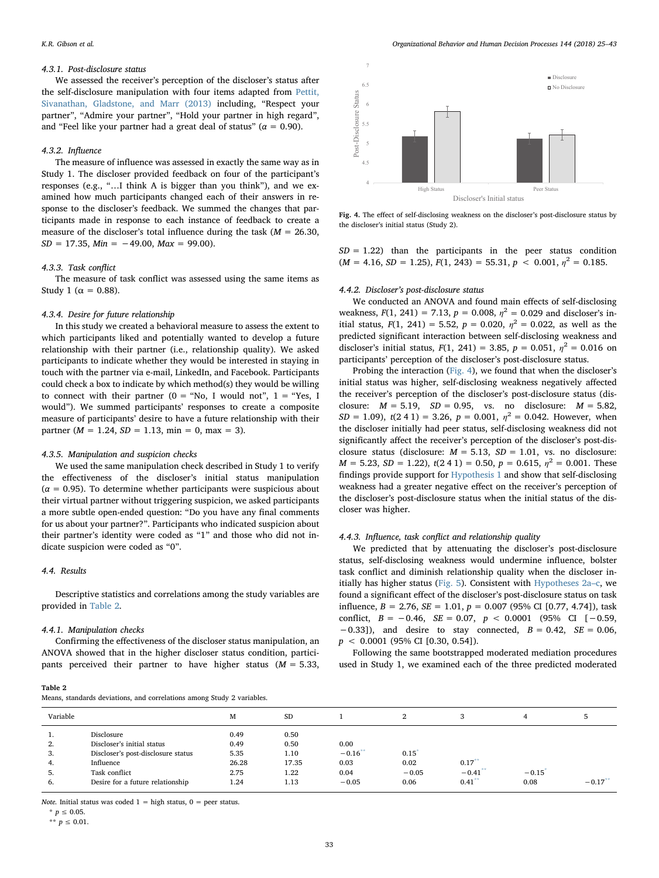#### 4.3.1. Post-disclosure status

We assessed the receiver's perception of the discloser's status after the self-disclosure manipulation with four items adapted from Pettit, Sivanathan, Gladstone, and Marr (2013) including, "Respect your partner", "Admire your partner", "Hold your partner in high regard", and "Feel like your partner had a great deal of status" (α = 0.90).

#### 4.3.2. Influence

The measure of influence was assessed in exactly the same way as in Study 1. The discloser provided feedback on four of the participant's responses (e.g., "…I think A is bigger than you think"), and we examined how much participants changed each of their answers in response to the discloser's feedback. We summed the changes that participants made in response to each instance of feedback to create a measure of the discloser's total influence during the task ($M = 26.30$, $SD = 17.35$, $Min = -49.00$, $Max = 99.00$).

#### 4.3.3. Task conflict

The measure of task conflict was assessed using the same items as Study 1 (α = 0.88).

#### 4.3.4. Desire for future relationship

In this study we created a behavioral measure to assess the extent to which participants liked and potentially wanted to develop a future relationship with their partner (i.e., relationship quality). We asked participants to indicate whether they would be interested in staying in touch with the partner via e-mail, LinkedIn, and Facebook. Participants could check a box to indicate by which method(s) they would be willing to connect with their partner (0 = "No, I would not", 1 = "Yes, I would"). We summed participants' responses to create a composite measure of participants' desire to have a future relationship with their partner ($M = 1.24$, $SD = 1.13$, min = 0, max = 3).

#### 4.3.5. Manipulation and suspicion checks

We used the same manipulation check described in Study 1 to verify the effectiveness of the discloser's initial status manipulation (α = 0.95). To determine whether participants were suspicious about their virtual partner without triggering suspicion, we asked participants a more subtle open-ended question: "Do you have any final comments for us about your partner?". Participants who indicated suspicion about their partner's identity were coded as "1" and those who did not indicate suspicion were coded as "0".

### 4.4. Results

Descriptive statistics and correlations among the study variables are provided in Table 2.

#### 4.4.1. Manipulation checks

Confirming the effectiveness of the discloser status manipulation, an ANOVA showed that in the higher discloser status condition, participants perceived their partner to have higher status ($M = 5.33$, $SD = 1.22$) than the participants in the peer status condition ($M = 4.16$, $SD = 1.25$), $F(1, 243) = 55.31$, $p < 0.001$, $\eta^2 = 0.185$.

Fig. 4. The effect of self-disclosing weakness on the discloser's post-disclosure status by the discloser's initial status (Study 2).

#### 4.4.2. Discloser's post-disclosure status

We conducted an ANOVA and found main effects of self-disclosing weakness, $F(1, 241) = 7.13$, $p = 0.008$, $\eta^2 = 0.029$ and discloser's initial status, $F(1, 241) = 5.52$, $p = 0.020$, $\eta^2 = 0.022$, as well as the predicted significant interaction between self-disclosing weakness and discloser's initial status, $F(1, 241) = 3.85$, $p = 0.051$, $\eta^2 = 0.016$ on participants' perception of the discloser's post-disclosure status.

Probing the interaction (Fig. 4), we found that when the discloser's initial status was higher, self-disclosing weakness negatively affected the receiver's perception of the discloser's post-disclosure status (disclosure: $M = 5.19$, $SD = 0.95$, vs. no disclosure: $M = 5.82$, $SD = 1.09$), $t(241) = 3.26$, $p = 0.001$, $\eta^2 = 0.042$. However, when the discloser initially had peer status, self-disclosing weakness did not significantly affect the receiver's perception of the discloser's post-disclosure status (disclosure: $M = 5.13$, $SD = 1.01$, vs. no disclosure: $M = 5.23$, $SD = 1.22$), $t(241) = 0.50$, $p = 0.615$, $\eta^2 = 0.001$. These findings provide support for Hypothesis 1 and show that self-disclosing weakness had a greater negative effect on the receiver's perception of the discloser's post-disclosure status when the initial status of the discloser was higher.

#### 4.4.3. Influence, task conflict and relationship quality

We predicted that by attenuating the discloser's post-disclosure status, self-disclosing weakness would undermine influence, bolster task conflict and diminish relationship quality when the discloser initially has higher status (Fig. 5). Consistent with Hypotheses 2a–c, we found a significant effect of the discloser's post-disclosure status on task influence, $B = 2.76$, $SE = 1.01$, $p = 0.007$ (95% CI [0.77, 4.74]), task conflict, $B = -0.46$, $SE = 0.07$, $p < 0.0001$ (95% CI [−0.59, −0.33]), and desire to stay connected, $B = 0.42$, $SE = 0.06$, $p < 0.0001$ (95% CI [0.30, 0.54]).

Following the same bootstrapped moderated mediation procedures used in Study 1, we examined each of the three predicted moderated

**Table 2**
Means, standards deviations, and correlations among Study 2 variables.

| Variable | | M | SD | 1 | 2 | 3 | 4 | 5 |
|---|---|---|---|---|---|---|---|---|
| 1. | Disclosure | 0.49 | 0.50 | | | | | |
| 2. | Discloser's initial status | 0.49 | 0.50 | 0.00 | | | | |
| 3. | Discloser's post-disclosure status | 5.35 | 1.10 | −0.16** | 0.15* | | | |
| 4. | Influence | 26.28 | 17.35 | 0.03 | 0.02 | 0.17** | | |
| 5. | Task conflict | 2.75 | 1.22 | 0.04 | −0.05 | −0.41** | −0.15* | |
| 6. | Desire for a future relationship | 1.24 | 1.13 | −0.05 | 0.06 | 0.41** | 0.08 | −0.17** |

*Note.* Initial status was coded 1 = high status, 0 = peer status.
\* $p \le 0.05$.
\** $p \le 0.01$.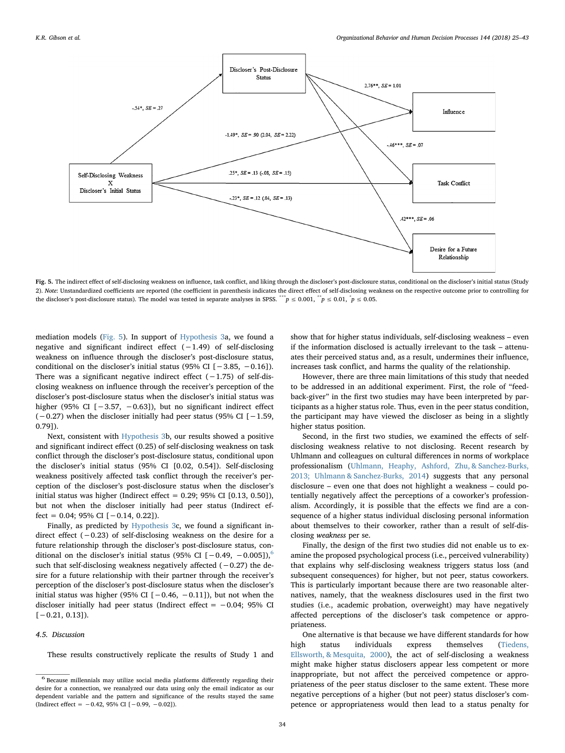Discloser's Post-Disclosure Status

Influence

Task Conflict

Desire for a Future Relationship

Self-Disclosing Weakness X Discloser's Initial Status

-.54*, SE = .27

2.76**, SE = 1.01

-1.49*, SE = .90 (2.04, SE = 2.22)

-.46***, SE = .07

.25*, SE = .13 (-.08, SE = .15)

-.23*, SE = .12 (.04, SE = .13)

.42***, SE = .06

**Fig. 5.** The indirect effect of self-disclosing weakness on influence, task conflict, and liking through the discloser's post-disclosure status, conditional on the discloser's initial status (Study 2). *Note*: Unstandardized coefficients are reported (the coefficient in parenthesis indicates the direct effect of self-disclosing weakness on the respective outcome prior to controlling for the discloser's post-disclosure status). The model was tested in separate analyses in SPSS. $^{***}p \leq 0.001$, $^{**}p \leq 0.01$, $^{*}p \leq 0.05$.

mediation models (Fig. 5). In support of Hypothesis 3a, we found a negative and significant indirect effect (−1.49) of self-disclosing weakness on influence through the discloser's post-disclosure status, conditional on the discloser's initial status (95% CI [−3.85, −0.16]). There was a significant negative indirect effect (−1.75) of self-disclosing weakness on influence through the receiver's perception of the discloser's post-disclosure status when the discloser's initial status was higher (95% CI [−3.57, −0.63]), but no significant indirect effect (−0.27) when the discloser initially had peer status (95% CI [−1.59, 0.79]).

Next, consistent with Hypothesis 3b, our results showed a positive and significant indirect effect (0.25) of self-disclosing weakness on task conflict through the discloser's post-disclosure status, conditional upon the discloser's initial status (95% CI [0.02, 0.54]). Self-disclosing weakness positively affected task conflict through the receiver's perception of the discloser's post-disclosure status when the discloser's initial status was higher (Indirect effect = 0.29; 95% CI [0.13, 0.50]), but not when the discloser initially had peer status (Indirect effect = 0.04; 95% CI [−0.14, 0.22]).

Finally, as predicted by Hypothesis 3c, we found a significant indirect effect (−0.23) of self-disclosing weakness on the desire for a future relationship through the discloser's post-disclosure status, conditional on the discloser's initial status (95% CI [−0.49, −0.005]),[6] such that self-disclosing weakness negatively affected (−0.27) the desire for a future relationship with their partner through the receiver's perception of the discloser's post-disclosure status when the discloser's initial status was higher (95% CI [−0.46, −0.11]), but not when the discloser initially had peer status (Indirect effect = −0.04; 95% CI [−0.21, 0.13]).

### 4.5. Discussion

These results constructively replicate the results of Study 1 and show that for higher status individuals, self-disclosing weakness – even if the information disclosed is actually irrelevant to the task – attenuates their perceived status and, as a result, undermines their influence, increases task conflict, and harms the quality of the relationship.

However, there are three main limitations of this study that needed to be addressed in an additional experiment. First, the role of "feedback-giver" in the first two studies may have been interpreted by participants as a higher status role. Thus, even in the peer status condition, the participant may have viewed the discloser as being in a slightly higher status position.

Second, in the first two studies, we examined the effects of self-disclosing weakness relative to not disclosing. Recent research by Uhlmann and colleagues on cultural differences in norms of workplace professionalism (Uhlmann, Heaphy, Ashford, Zhu, & Sanchez-Burks, 2013; Uhlmann & Sanchez-Burks, 2014) suggests that any personal disclosure – even one that does not highlight a weakness – could potentially negatively affect the perceptions of a coworker's professionalism. Accordingly, it is possible that the effects we find are a consequence of a higher status individual disclosing personal information about themselves to their coworker, rather than a result of self-disclosing *weakness* per se.

Finally, the design of the first two studies did not enable us to examine the proposed psychological process (i.e., perceived vulnerability) that explains why self-disclosing weakness triggers status loss (and subsequent consequences) for higher, but not peer, status coworkers. This is particularly important because there are two reasonable alternatives, namely, that the weakness disclosures used in the first two studies (i.e., academic probation, overweight) may have negatively affected perceptions of the discloser's task competence or appropriateness.

One alternative is that because we have different standards for how high status individuals express themselves (Tiedens, Ellsworth, & Mesquita, 2000), the act of self-disclosing a weakness might make higher status disclosers appear less competent or more inappropriate, but not affect the perceived competence or appropriateness of the peer status discloser to the same extent. These more negative perceptions of a higher (but not peer) status discloser's competence or appropriateness would then lead to a status penalty for

[6] Because millennials may utilize social media platforms differently regarding their desire for a connection, we reanalyzed our data using only the email indicator as our dependent variable and the pattern and significance of the results stayed the same (Indirect effect = −0.42, 95% CI [−0.99, −0.02]).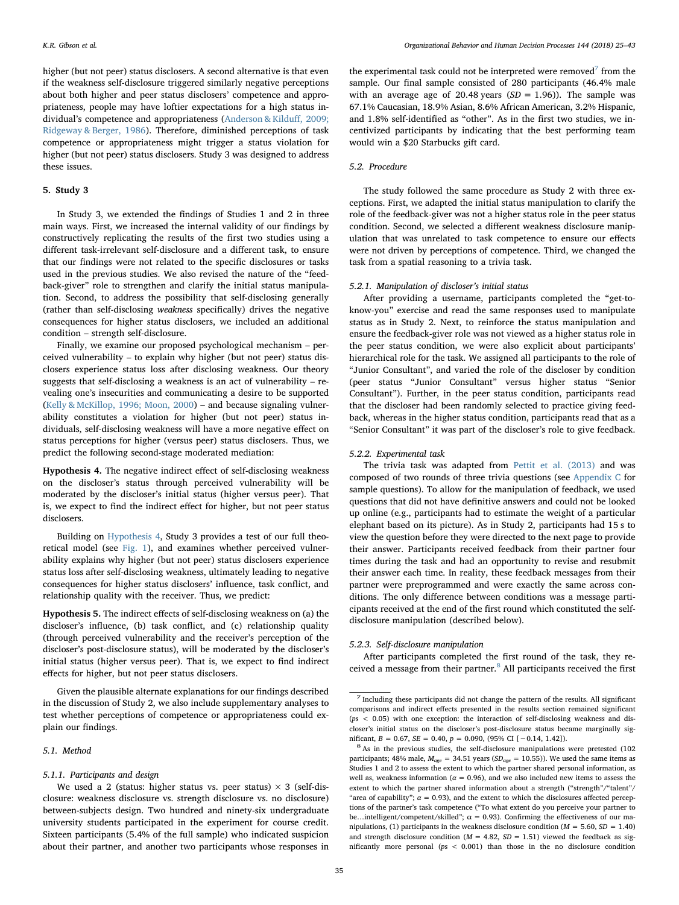higher (but not peer) status disclosers. A second alternative is that even if the weakness self-disclosure triggered similarly negative perceptions about both higher and peer status disclosers' competence and appropriateness, people may have loftier expectations for a high status individual's competence and appropriateness (Anderson & Kilduff, 2009; Ridgeway & Berger, 1986). Therefore, diminished perceptions of task competence or appropriateness might trigger a status violation for higher (but not peer) status disclosers. Study 3 was designed to address these issues.

## 5. Study 3

In Study 3, we extended the findings of Studies 1 and 2 in three main ways. First, we increased the internal validity of our findings by constructively replicating the results of the first two studies using a different task-irrelevant self-disclosure and a different task, to ensure that our findings were not related to the specific disclosures or tasks used in the previous studies. We also revised the nature of the "feedback-giver" role to strengthen and clarify the initial status manipulation. Second, to address the possibility that self-disclosing generally (rather than self-disclosing *weakness* specifically) drives the negative consequences for higher status disclosers, we included an additional condition – strength self-disclosure.

Finally, we examine our proposed psychological mechanism – perceived vulnerability – to explain why higher (but not peer) status disclosers experience status loss after disclosing weakness. Our theory suggests that self-disclosing a weakness is an act of vulnerability – revealing one's insecurities and communicating a desire to be supported (Kelly & McKillop, 1996; Moon, 2000) – and because signaling vulnerability constitutes a violation for higher (but not peer) status individuals, self-disclosing weakness will have a more negative effect on status perceptions for higher (versus peer) status disclosers. Thus, we predict the following second-stage moderated mediation:

**Hypothesis 4.** The negative indirect effect of self-disclosing weakness on the discloser's status through perceived vulnerability will be moderated by the discloser's initial status (higher versus peer). That is, we expect to find the indirect effect for higher, but not peer status disclosers.

Building on Hypothesis 4, Study 3 provides a test of our full theoretical model (see Fig. 1), and examines whether perceived vulnerability explains why higher (but not peer) status disclosers experience status loss after self-disclosing weakness, ultimately leading to negative consequences for higher status disclosers' influence, task conflict, and relationship quality with the receiver. Thus, we predict:

**Hypothesis 5.** The indirect effects of self-disclosing weakness on (a) the discloser's influence, (b) task conflict, and (c) relationship quality (through perceived vulnerability and the receiver's perception of the discloser's post-disclosure status), will be moderated by the discloser's initial status (higher versus peer). That is, we expect to find indirect effects for higher, but not peer status disclosers.

Given the plausible alternate explanations for our findings described in the discussion of Study 2, we also include supplementary analyses to test whether perceptions of competence or appropriateness could explain our findings.

### 5.1. Method

#### 5.1.1. Participants and design

We used a 2 (status: higher status vs. peer status) × 3 (self-disclosure: weakness disclosure vs. strength disclosure vs. no disclosure) between-subjects design. Two hundred and ninety-six undergraduate university students participated in the experiment for course credit. Sixteen participants (5.4% of the full sample) who indicated suspicion about their partner, and another two participants whose responses in the experimental task could not be interpreted were removed[7] from the sample. Our final sample consisted of 280 participants (46.4% male with an average age of 20.48 years ($SD = 1.96$)). The sample was 67.1% Caucasian, 18.9% Asian, 8.6% African American, 3.2% Hispanic, and 1.8% self-identified as "other". As in the first two studies, we incentivized participants by indicating that the best performing team would win a $20 Starbucks gift card.

### 5.2. Procedure

The study followed the same procedure as Study 2 with three exceptions. First, we adapted the initial status manipulation to clarify the role of the feedback-giver was not a higher status role in the peer status condition. Second, we selected a different weakness disclosure manipulation that was unrelated to task competence to ensure our effects were not driven by perceptions of competence. Third, we changed the task from a spatial reasoning to a trivia task.

#### 5.2.1. Manipulation of discloser's initial status

After providing a username, participants completed the "get-to-know-you" exercise and read the same responses used to manipulate status as in Study 2. Next, to reinforce the status manipulation and ensure the feedback-giver role was not viewed as a higher status role in the peer status condition, we were also explicit about participants' hierarchical role for the task. We assigned all participants to the role of "Junior Consultant", and varied the role of the discloser by condition (peer status "Junior Consultant" versus higher status "Senior Consultant"). Further, in the peer status condition, participants read that the discloser had been randomly selected to practice giving feedback, whereas in the higher status condition, participants read that as a "Senior Consultant" it was part of the discloser's role to give feedback.

#### 5.2.2. Experimental task

The trivia task was adapted from Pettit et al. (2013) and was composed of two rounds of three trivia questions (see Appendix C for sample questions). To allow for the manipulation of feedback, we used questions that did not have definitive answers and could not be looked up online (e.g., participants had to estimate the weight of a particular elephant based on its picture). As in Study 2, participants had 15 s to view the question before they were directed to the next page to provide their answer. Participants received feedback from their partner four times during the task and had an opportunity to revise and resubmit their answer each time. In reality, these feedback messages from their partner were preprogrammed and were exactly the same across conditions. The only difference between conditions was a message participants received at the end of the first round which constituted the self-disclosure manipulation (described below).

#### 5.2.3. Self-disclosure manipulation

After participants completed the first round of the task, they received a message from their partner.[8] All participants received the first

---

[7] Including these participants did not change the pattern of the results. All significant comparisons and indirect effects presented in the results section remained significant ($ps < 0.05$) with one exception: the interaction of self-disclosing weakness and discloser's initial status on the discloser's post-disclosure status became marginally significant, $B = 0.67$, $SE = 0.40$, $p = 0.090$, (95% CI [−0.14, 1.42]).

[8] As in the previous studies, the self-disclosure manipulations were pretested (102 participants; 48% male, $M_{age} = 34.51$ years ($SD_{age} = 10.55$)). We used the same items as Studies 1 and 2 to assess the extent to which the partner shared personal information, as well as, weakness information ($\alpha = 0.96$), and we also included new items to assess the extent to which the partner shared information about a strength ("strength"/"talent"/ "area of capability"; $\alpha = 0.93$), and the extent to which the disclosures affected perceptions of the partner's task competence ("To what extent do you perceive your partner to be…intelligent/competent/skilled"; $\alpha = 0.93$). Confirming the effectiveness of our manipulations, (1) participants in the weakness disclosure condition ($M = 5.60$, $SD = 1.40$) and strength disclosure condition ($M = 4.82$, $SD = 1.51$) viewed the feedback as significantly more personal ($ps < 0.001$) than those in the no disclosure condition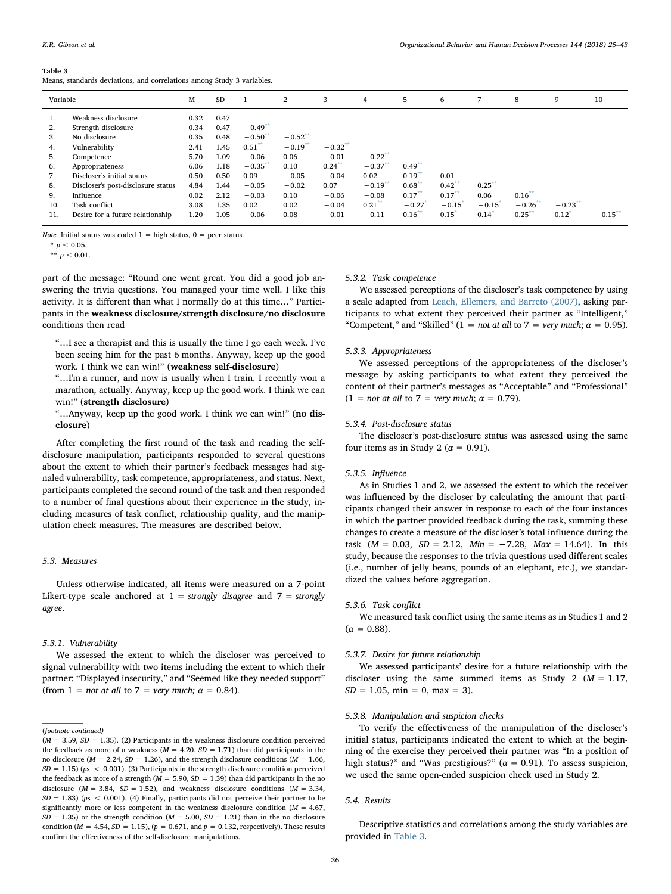**Table 3**
Means, standards deviations, and correlations among Study 3 variables.

| Variable | | M | SD | 1 | 2 | 3 | 4 | 5 | 6 | 7 | 8 | 9 | 10 |
|---|---|---|---|---|---|---|---|---|---|---|---|---|---|
| 1. | Weakness disclosure | 0.32 | 0.47 | | | | | | | | | | |
| 2. | Strength disclosure | 0.34 | 0.47 | −0.49** | | | | | | | | | |
| 3. | No disclosure | 0.35 | 0.48 | −0.50** | −0.52** | | | | | | | | |
| 4. | Vulnerability | 2.41 | 1.45 | 0.51** | −0.19** | −0.32** | | | | | | | |
| 5. | Competence | 5.70 | 1.09 | −0.06 | 0.06 | −0.01 | −0.22** | | | | | | |
| 6. | Appropriateness | 6.06 | 1.18 | −0.35** | 0.10 | 0.24** | −0.37** | 0.49** | | | | | |
| 7. | Discloser's initial status | 0.50 | 0.50 | 0.09 | −0.05 | −0.04 | 0.02 | 0.19** | 0.01 | | | | |
| 8. | Discloser's post-disclosure status | 4.84 | 1.44 | −0.05 | −0.02 | 0.07 | −0.19** | 0.68** | 0.42** | 0.25** | | | |
| 9. | Influence | 0.02 | 2.12 | −0.03 | 0.10 | −0.06 | −0.08 | 0.17** | 0.17** | 0.06 | 0.16** | | |
| 10. | Task conflict | 3.08 | 1.35 | 0.02 | 0.02 | −0.04 | 0.21** | −0.27* | −0.15* | −0.15* | −0.26** | −0.23** | |
| 11. | Desire for a future relationship | 1.20 | 1.05 | −0.06 | 0.08 | −0.01 | −0.11 | 0.16** | 0.15* | 0.14* | 0.25** | 0.12* | −0.15** |

*Note.* Initial status was coded 1 = high status, 0 = peer status.
* $p \le 0.05$.
** $p \le 0.01$.

part of the message: "Round one went great. You did a good job answering the trivia questions. You managed your time well. I like this activity. It is different than what I normally do at this time…" Participants in the **weakness disclosure/strength disclosure/no disclosure** conditions then read

> "…I see a therapist and this is usually the time I go each week. I've been seeing him for the past 6 months. Anyway, keep up the good work. I think we can win!" (**weakness self-disclosure**)
>
> "…I'm a runner, and now is usually when I train. I recently won a marathon, actually. Anyway, keep up the good work. I think we can win!" (**strength disclosure**)
>
> "…Anyway, keep up the good work. I think we can win!" (**no disclosure**)

After completing the first round of the task and reading the self-disclosure manipulation, participants responded to several questions about the extent to which their partner's feedback messages had signaled vulnerability, task competence, appropriateness, and status. Next, participants completed the second round of the task and then responded to a number of final questions about their experience in the study, including measures of task conflict, relationship quality, and the manipulation check measures. The measures are described below.

### 5.3. Measures

Unless otherwise indicated, all items were measured on a 7-point Likert-type scale anchored at 1 = *strongly disagree* and 7 = *strongly agree*.

#### 5.3.1. Vulnerability

We assessed the extent to which the discloser was perceived to signal vulnerability with two items including the extent to which their partner: "Displayed insecurity," and "Seemed like they needed support" (from 1 = *not at all* to 7 = *very much;* α = 0.84).

#### 5.3.2. Task competence

We assessed perceptions of the discloser's task competence by using a scale adapted from Leach, Ellemers, and Barreto (2007), asking participants to what extent they perceived their partner as "Intelligent," "Competent," and "Skilled" (1 = *not at all* to 7 = *very much*; α = 0.95).

#### 5.3.3. Appropriateness

We assessed perceptions of the appropriateness of the discloser's message by asking participants to what extent they perceived the content of their partner's messages as "Acceptable" and "Professional" (1 = *not at all* to 7 = *very much*; α = 0.79).

#### 5.3.4. Post-disclosure status

The discloser's post-disclosure status was assessed using the same four items as in Study 2 (α = 0.91).

#### 5.3.5. Influence

As in Studies 1 and 2, we assessed the extent to which the receiver was influenced by the discloser by calculating the amount that participants changed their answer in response to each of the four instances in which the partner provided feedback during the task, summing these changes to create a measure of the discloser's total influence during the task (M = 0.03, SD = 2.12, Min = −7.28, Max = 14.64). In this study, because the responses to the trivia questions used different scales (i.e., number of jelly beans, pounds of an elephant, etc.), we standardized the values before aggregation.

#### 5.3.6. Task conflict

We measured task conflict using the same items as in Studies 1 and 2 (α = 0.88).

#### 5.3.7. Desire for future relationship

We assessed participants' desire for a future relationship with the discloser using the same summed items as Study 2 (M = 1.17, SD = 1.05, min = 0, max = 3).

#### 5.3.8. Manipulation and suspicion checks

To verify the effectiveness of the manipulation of the discloser's initial status, participants indicated the extent to which at the beginning of the exercise they perceived their partner was "In a position of high status?" and "Was prestigious?" (α = 0.91). To assess suspicion, we used the same open-ended suspicion check used in Study 2.

### 5.4. Results

Descriptive statistics and correlations among the study variables are provided in Table 3.

---

(*footnote continued*)
(M = 3.59, SD = 1.35). (2) Participants in the weakness disclosure condition perceived the feedback as more of a weakness (M = 4.20, SD = 1.71) than did participants in the no disclosure (M = 2.24, SD = 1.26), and the strength disclosure conditions (M = 1.66, SD = 1.15) ($ps < 0.001$). (3) Participants in the strength disclosure condition perceived the feedback as more of a strength (M = 5.90, SD = 1.39) than did participants in the no disclosure (M = 3.84, SD = 1.52), and weakness disclosure conditions (M = 3.34, SD = 1.83) ($ps < 0.001$). (4) Finally, participants did not perceive their partner to be significantly more or less competent in the weakness disclosure condition (M = 4.67, SD = 1.35) or the strength condition (M = 5.00, SD = 1.21) than in the no disclosure condition (M = 4.54, SD = 1.15), ($p = 0.671$, and $p = 0.132$, respectively). These results confirm the effectiveness of the self-disclosure manipulations.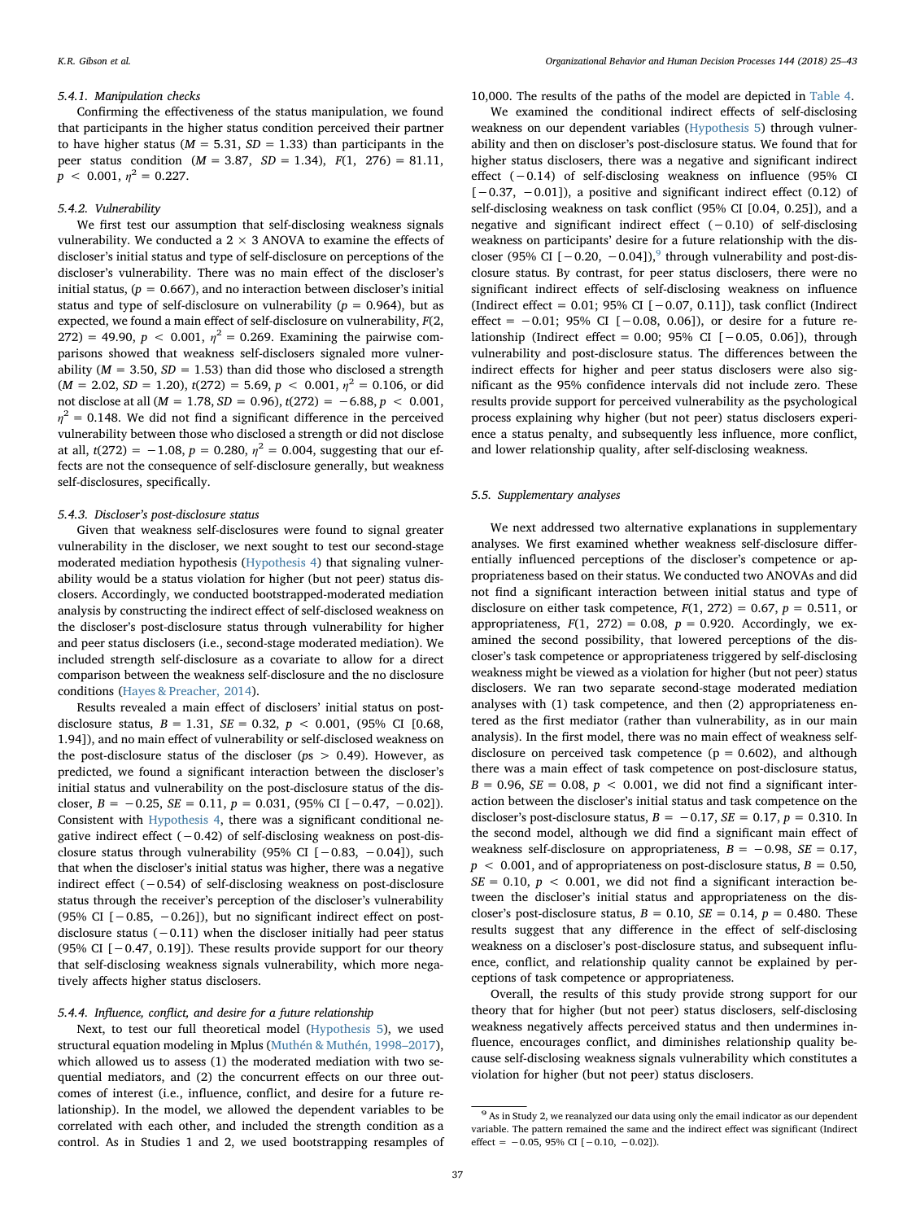#### 5.4.1. Manipulation checks

Confirming the effectiveness of the status manipulation, we found that participants in the higher status condition perceived their partner to have higher status ($M = 5.31$, $SD = 1.33$) than participants in the peer status condition ($M = 3.87$, $SD = 1.34$), $F(1, 276) = 81.11$, $p < 0.001$, $\eta^2 = 0.227$.

#### 5.4.2. Vulnerability

We first test our assumption that self-disclosing weakness signals vulnerability. We conducted a 2 × 3 ANOVA to examine the effects of discloser's initial status and type of self-disclosure on perceptions of the discloser's vulnerability. There was no main effect of the discloser's initial status, ($p = 0.667$), and no interaction between discloser's initial status and type of self-disclosure on vulnerability ($p = 0.964$), but as expected, we found a main effect of self-disclosure on vulnerability, $F(2, 272) = 49.90$, $p < 0.001$, $\eta^2 = 0.269$. Examining the pairwise comparisons showed that weakness self-disclosers signaled more vulnerability ($M = 3.50$, $SD = 1.53$) than did those who disclosed a strength ($M = 2.02$, $SD = 1.20$), $t(272) = 5.69$, $p < 0.001$, $\eta^2 = 0.106$, or did not disclose at all ($M = 1.78$, $SD = 0.96$), $t(272) = -6.88$, $p < 0.001$, $\eta^2 = 0.148$. We did not find a significant difference in the perceived vulnerability between those who disclosed a strength or did not disclose at all, $t(272) = -1.08$, $p = 0.280$, $\eta^2 = 0.004$, suggesting that our effects are not the consequence of self-disclosure generally, but weakness self-disclosures, specifically.

#### 5.4.3. Discloser's post-disclosure status

Given that weakness self-disclosures were found to signal greater vulnerability in the discloser, we next sought to test our second-stage moderated mediation hypothesis (Hypothesis 4) that signaling vulnerability would be a status violation for higher (but not peer) status disclosers. Accordingly, we conducted bootstrapped-moderated mediation analysis by constructing the indirect effect of self-disclosed weakness on the discloser's post-disclosure status through vulnerability for higher and peer status disclosers (i.e., second-stage moderated mediation). We included strength self-disclosure as a covariate to allow for a direct comparison between the weakness self-disclosure and the no disclosure conditions (Hayes & Preacher, 2014).

Results revealed a main effect of disclosers' initial status on post-disclosure status, $B = 1.31$, $SE = 0.32$, $p < 0.001$, (95% CI [0.68, 1.94]), and no main effect of vulnerability or self-disclosed weakness on the post-disclosure status of the discloser ($ps > 0.49$). However, as predicted, we found a significant interaction between the discloser's initial status and vulnerability on the post-disclosure status of the discloser, $B = -0.25$, $SE = 0.11$, $p = 0.031$, (95% CI [−0.47, −0.02]). Consistent with Hypothesis 4, there was a significant conditional negative indirect effect (−0.42) of self-disclosing weakness on post-disclosure status through vulnerability (95% CI [−0.83, −0.04]), such that when the discloser's initial status was higher, there was a negative indirect effect (−0.54) of self-disclosing weakness on post-disclosure status through the receiver's perception of the discloser's vulnerability (95% CI [−0.85, −0.26]), but no significant indirect effect on post-disclosure status (−0.11) when the discloser initially had peer status (95% CI [−0.47, 0.19]). These results provide support for our theory that self-disclosing weakness signals vulnerability, which more negatively affects higher status disclosers.

#### 5.4.4. Influence, conflict, and desire for a future relationship

Next, to test our full theoretical model (Hypothesis 5), we used structural equation modeling in Mplus (Muthén & Muthén, 1998–2017), which allowed us to assess (1) the moderated mediation with two sequential mediators, and (2) the concurrent effects on our three outcomes of interest (i.e., influence, conflict, and desire for a future relationship). In the model, we allowed the dependent variables to be correlated with each other, and included the strength condition as a control. As in Studies 1 and 2, we used bootstrapping resamples of 10,000. The results of the paths of the model are depicted in Table 4.

We examined the conditional indirect effects of self-disclosing weakness on our dependent variables (Hypothesis 5) through vulnerability and then on discloser's post-disclosure status. We found that for higher status disclosers, there was a negative and significant indirect effect (−0.14) of self-disclosing weakness on influence (95% CI [−0.37, −0.01]), a positive and significant indirect effect (0.12) of self-disclosing weakness on task conflict (95% CI [0.04, 0.25]), and a negative and significant indirect effect (−0.10) of self-disclosing weakness on participants' desire for a future relationship with the discloser (95% CI [−0.20, −0.04]),[9] through vulnerability and post-disclosure status. By contrast, for peer status disclosers, there were no significant indirect effects of self-disclosing weakness on influence (Indirect effect = 0.01; 95% CI [−0.07, 0.11]), task conflict (Indirect effect = −0.01; 95% CI [−0.08, 0.06]), or desire for a future relationship (Indirect effect = 0.00; 95% CI [−0.05, 0.06]), through vulnerability and post-disclosure status. The differences between the indirect effects for higher and peer status disclosers were also significant as the 95% confidence intervals did not include zero. These results provide support for perceived vulnerability as the psychological process explaining why higher (but not peer) status disclosers experience a status penalty, and subsequently less influence, more conflict, and lower relationship quality, after self-disclosing weakness.

### 5.5. Supplementary analyses

We next addressed two alternative explanations in supplementary analyses. We first examined whether weakness self-disclosure differentially influenced perceptions of the discloser's competence or appropriateness based on their status. We conducted two ANOVAs and did not find a significant interaction between initial status and type of disclosure on either task competence, $F(1, 272) = 0.67$, $p = 0.511$, or appropriateness, $F(1, 272) = 0.08$, $p = 0.920$. Accordingly, we examined the second possibility, that lowered perceptions of the discloser's task competence or appropriateness triggered by self-disclosing weakness might be viewed as a violation for higher (but not peer) status disclosers. We ran two separate second-stage moderated mediation analyses with (1) task competence, and then (2) appropriateness entered as the first mediator (rather than vulnerability, as in our main analysis). In the first model, there was no main effect of weakness self-disclosure on perceived task competence ($p = 0.602$), and although there was a main effect of task competence on post-disclosure status, $B = 0.96$, $SE = 0.08$, $p < 0.001$, we did not find a significant interaction between the discloser's initial status and task competence on the discloser's post-disclosure status, $B = -0.17$, $SE = 0.17$, $p = 0.310$. In the second model, although we did find a significant main effect of weakness self-disclosure on appropriateness, $B = -0.98$, $SE = 0.17$, $p < 0.001$, and of appropriateness on post-disclosure status, $B = 0.50$, $SE = 0.10$, $p < 0.001$, we did not find a significant interaction between the discloser's initial status and appropriateness on the discloser's post-disclosure status, $B = 0.10$, $SE = 0.14$, $p = 0.480$. These results suggest that any difference in the effect of self-disclosing weakness on a discloser's post-disclosure status, and subsequent influence, conflict, and relationship quality cannot be explained by perceptions of task competence or appropriateness.

Overall, the results of this study provide strong support for our theory that for higher (but not peer) status disclosers, self-disclosing weakness negatively affects perceived status and then undermines influence, encourages conflict, and diminishes relationship quality because self-disclosing weakness signals vulnerability which constitutes a violation for higher (but not peer) status disclosers.

[9] As in Study 2, we reanalyzed our data using only the email indicator as our dependent variable. The pattern remained the same and the indirect effect was significant (Indirect effect = −0.05, 95% CI [−0.10, −0.02]).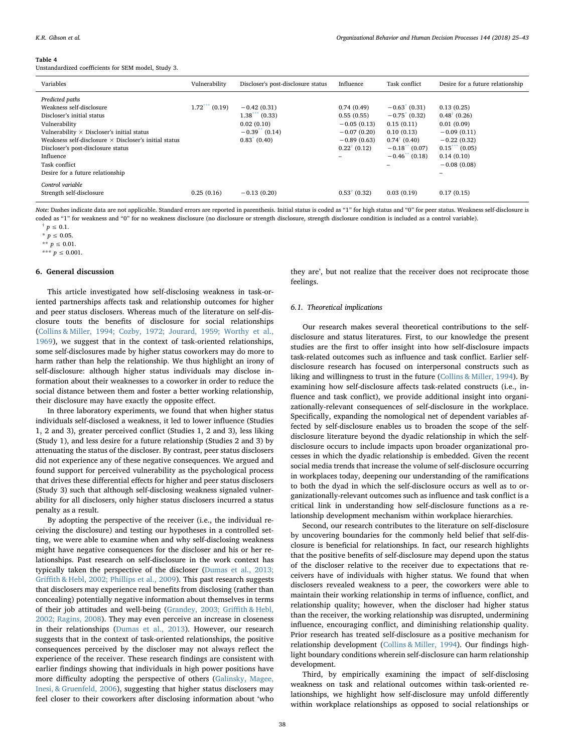**Table 4**
Unstandardized coefficients for SEM model, Study 3.

| Variables | Vulnerability | Discloser's post-disclosure status | Influence | Task conflict | Desire for a future relationship |
|---|---|---|---|---|---|
| *Predicted paths* | | | | | |
| Weakness self-disclosure | 1.72*** (0.19) | −0.42 (0.31) | 0.74 (0.49) | −0.63* (0.31) | 0.13 (0.25) |
| Discloser's initial status | | 1.38*** (0.33) | 0.55 (0.55) | −0.75* (0.32) | 0.48† (0.26) |
| Vulnerability | | 0.02 (0.10) | −0.05 (0.13) | 0.15 (0.11) | 0.01 (0.09) |
| Vulnerability × Discloser's initial status | | −0.39** (0.14) | −0.07 (0.20) | 0.10 (0.13) | −0.09 (0.11) |
| Weakness self-disclosure × Discloser's initial status | | 0.83* (0.40) | −0.89 (0.63) | 0.74† (0.40) | −0.22 (0.32) |
| Discloser's post-disclosure status | | | 0.22† (0.12) | −0.18** (0.07) | 0.15*** (0.05) |
| Influence | | | – | −0.46** (0.18) | 0.14 (0.10) |
| Task conflict | | | | – | −0.08 (0.08) |
| Desire for a future relationship | | | | | – |
| *Control variable* | | | | | |
| Strength self-disclosure | 0.25 (0.16) | −0.13 (0.20) | 0.53† (0.32) | 0.03 (0.19) | 0.17 (0.15) |

*Note*: Dashes indicate data are not applicable. Standard errors are reported in parenthesis. Initial status is coded as "1" for high status and "0" for peer status. Weakness self-disclosure is coded as "1" for weakness and "0" for no weakness disclosure (no disclosure or strength disclosure, strength disclosure condition is included as a control variable).

† $p \leq 0.1$.
* $p \leq 0.05$.
** $p \leq 0.01$.
*** $p \leq 0.001$.

## 6. General discussion

This article investigated how self-disclosing weakness in task-oriented partnerships affects task and relationship outcomes for higher and peer status disclosers. Whereas much of the literature on self-disclosure touts the benefits of disclosure for social relationships (Collins & Miller, 1994; Cozby, 1972; Jourard, 1959; Worthy et al., 1969), we suggest that in the context of task-oriented relationships, some self-disclosures made by higher status coworkers may do more to harm rather than help the relationship. We thus highlight an irony of self-disclosure: although higher status individuals may disclose information about their weaknesses to a coworker in order to reduce the social distance between them and foster a better working relationship, their disclosure may have exactly the opposite effect.

In three laboratory experiments, we found that when higher status individuals self-disclosed a weakness, it led to lower influence (Studies 1, 2 and 3), greater perceived conflict (Studies 1, 2 and 3), less liking (Study 1), and less desire for a future relationship (Studies 2 and 3) by attenuating the status of the discloser. By contrast, peer status disclosers did not experience any of these negative consequences. We argued and found support for perceived vulnerability as the psychological process that drives these differential effects for higher and peer status disclosers (Study 3) such that although self-disclosing weakness signaled vulnerability for all disclosers, only higher status disclosers incurred a status penalty as a result.

By adopting the perspective of the receiver (i.e., the individual receiving the disclosure) and testing our hypotheses in a controlled setting, we were able to examine when and why self-disclosing weakness might have negative consequences for the discloser and his or her relationships. Past research on self-disclosure in the work context has typically taken the perspective of the discloser (Dumas et al., 2013; Griffith & Hebl, 2002; Phillips et al., 2009). This past research suggests that disclosers may experience real benefits from disclosing (rather than concealing) potentially negative information about themselves in terms of their job attitudes and well-being (Grandey, 2003; Griffith & Hebl, 2002; Ragins, 2008). They may even perceive an increase in closeness in their relationships (Dumas et al., 2013). However, our research suggests that in the context of task-oriented relationships, the positive consequences perceived by the discloser may not always reflect the experience of the receiver. These research findings are consistent with earlier findings showing that individuals in high power positions have more difficulty adopting the perspective of others (Galinsky, Magee, Inesi, & Gruenfeld, 2006), suggesting that higher status disclosers may feel closer to their coworkers after disclosing information about 'who they are', but not realize that the receiver does not reciprocate those feelings.

### 6.1. Theoretical implications

Our research makes several theoretical contributions to the self-disclosure and status literatures. First, to our knowledge the present studies are the first to offer insight into how self-disclosure impacts task-related outcomes such as influence and task conflict. Earlier self-disclosure research has focused on interpersonal constructs such as liking and willingness to trust in the future (Collins & Miller, 1994). By examining how self-disclosure affects task-related constructs (i.e., influence and task conflict), we provide additional insight into organizationally-relevant consequences of self-disclosure in the workplace. Specifically, expanding the nomological net of dependent variables affected by self-disclosure enables us to broaden the scope of the self-disclosure literature beyond the dyadic relationship in which the self-disclosure occurs to include impacts upon broader organizational processes in which the dyadic relationship is embedded. Given the recent social media trends that increase the volume of self-disclosure occurring in workplaces today, deepening our understanding of the ramifications to both the dyad in which the self-disclosure occurs as well as to organizationally-relevant outcomes such as influence and task conflict is a critical link in understanding how self-disclosure functions as a relationship development mechanism within workplace hierarchies.

Second, our research contributes to the literature on self-disclosure by uncovering boundaries for the commonly held belief that self-disclosure is beneficial for relationships. In fact, our research highlights that the positive benefits of self-disclosure may depend upon the status of the discloser relative to the receiver due to expectations that receivers have of individuals with higher status. We found that when disclosers revealed weakness to a peer, the coworkers were able to maintain their working relationship in terms of influence, conflict, and relationship quality; however, when the discloser had higher status than the receiver, the working relationship was disrupted, undermining influence, encouraging conflict, and diminishing relationship quality. Prior research has treated self-disclosure as a positive mechanism for relationship development (Collins & Miller, 1994). Our findings highlight boundary conditions wherein self-disclosure can harm relationship development.

Third, by empirically examining the impact of self-disclosing weakness on task and relational outcomes within task-oriented relationships, we highlight how self-disclosure may unfold differently within workplace relationships as opposed to social relationships or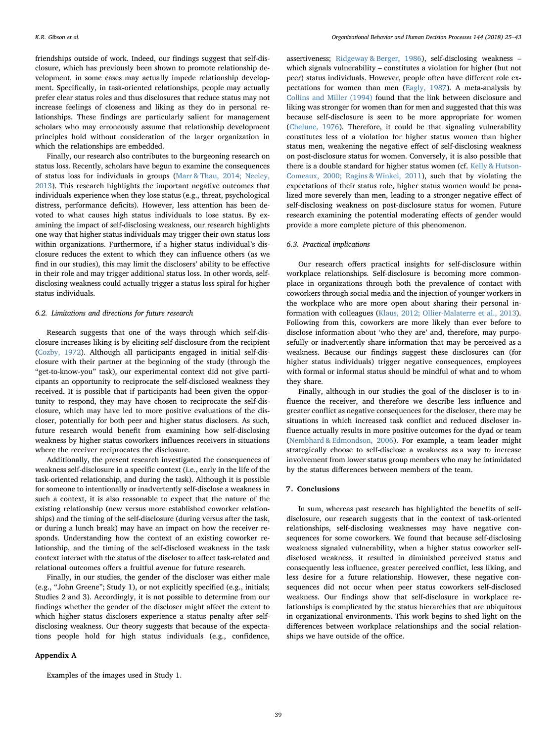friendships outside of work. Indeed, our findings suggest that self-disclosure, which has previously been shown to promote relationship development, in some cases may actually impede relationship development. Specifically, in task-oriented relationships, people may actually prefer clear status roles and thus disclosures that reduce status may not increase feelings of closeness and liking as they do in personal relationships. These findings are particularly salient for management scholars who may erroneously assume that relationship development principles hold without consideration of the larger organization in which the relationships are embedded.

Finally, our research also contributes to the burgeoning research on status loss. Recently, scholars have begun to examine the consequences of status loss for individuals in groups (Marr & Thau, 2014; Neeley, 2013). This research highlights the important negative outcomes that individuals experience when they lose status (e.g., threat, psychological distress, performance deficits). However, less attention has been devoted to what causes high status individuals to lose status. By examining the impact of self-disclosing weakness, our research highlights one way that higher status individuals may trigger their own status loss within organizations. Furthermore, if a higher status individual's disclosure reduces the extent to which they can influence others (as we find in our studies), this may limit the disclosers' ability to be effective in their role and may trigger additional status loss. In other words, self-disclosing weakness could actually trigger a status loss spiral for higher status individuals.

### 6.2. Limitations and directions for future research

Research suggests that one of the ways through which self-disclosure increases liking is by eliciting self-disclosure from the recipient (Cozby, 1972). Although all participants engaged in initial self-disclosure with their partner at the beginning of the study (through the "get-to-know-you" task), our experimental context did not give participants an opportunity to reciprocate the self-disclosed weakness they received. It is possible that if participants had been given the opportunity to respond, they may have chosen to reciprocate the self-disclosure, which may have led to more positive evaluations of the discloser, potentially for both peer and higher status disclosers. As such, future research would benefit from examining how self-disclosing weakness by higher status coworkers influences receivers in situations where the receiver reciprocates the disclosure.

Additionally, the present research investigated the consequences of weakness self-disclosure in a specific context (i.e., early in the life of the task-oriented relationship, and during the task). Although it is possible for someone to intentionally or inadvertently self-disclose a weakness in such a context, it is also reasonable to expect that the nature of the existing relationship (new versus more established coworker relationships) and the timing of the self-disclosure (during versus after the task, or during a lunch break) may have an impact on how the receiver responds. Understanding how the context of an existing coworker relationship, and the timing of the self-disclosed weakness in the task context interact with the status of the discloser to affect task-related and relational outcomes offers a fruitful avenue for future research.

Finally, in our studies, the gender of the discloser was either male (e.g., "John Greene"; Study 1), or not explicitly specified (e.g., initials; Studies 2 and 3). Accordingly, it is not possible to determine from our findings whether the gender of the discloser might affect the extent to which higher status disclosers experience a status penalty after self-disclosing weakness. Our theory suggests that because of the expectations people hold for high status individuals (e.g., confidence, assertiveness; Ridgeway & Berger, 1986), self-disclosing weakness – which signals vulnerability – constitutes a violation for higher (but not peer) status individuals. However, people often have different role expectations for women than men (Eagly, 1987). A meta-analysis by Collins and Miller (1994) found that the link between disclosure and liking was stronger for women than for men and suggested that this was because self-disclosure is seen to be more appropriate for women (Chelune, 1976). Therefore, it could be that signaling vulnerability constitutes less of a violation for higher status women than higher status men, weakening the negative effect of self-disclosing weakness on post-disclosure status for women. Conversely, it is also possible that there is a double standard for higher status women (cf. Kelly & Hutson-Comeaux, 2000; Ragins & Winkel, 2011), such that by violating the expectations of their status role, higher status women would be penalized more severely than men, leading to a stronger negative effect of self-disclosing weakness on post-disclosure status for women. Future research examining the potential moderating effects of gender would provide a more complete picture of this phenomenon.

### 6.3. Practical implications

Our research offers practical insights for self-disclosure within workplace relationships. Self-disclosure is becoming more commonplace in organizations through both the prevalence of contact with coworkers through social media and the injection of younger workers in the workplace who are more open about sharing their personal information with colleagues (Klaus, 2012; Ollier-Malaterre et al., 2013). Following from this, coworkers are more likely than ever before to disclose information about 'who they are' and, therefore, may purposefully or inadvertently share information that may be perceived as a weakness. Because our findings suggest these disclosures can (for higher status individuals) trigger negative consequences, employees with formal or informal status should be mindful of what and to whom they share.

Finally, although in our studies the goal of the discloser is to influence the receiver, and therefore we describe less influence and greater conflict as negative consequences for the discloser, there may be situations in which increased task conflict and reduced discloser influence actually results in more positive outcomes for the dyad or team (Nembhard & Edmondson, 2006). For example, a team leader might strategically choose to self-disclose a weakness as a way to increase involvement from lower status group members who may be intimidated by the status differences between members of the team.

## 7. Conclusions

In sum, whereas past research has highlighted the benefits of self-disclosure, our research suggests that in the context of task-oriented relationships, self-disclosing weaknesses may have negative consequences for some coworkers. We found that because self-disclosing weakness signaled vulnerability, when a higher status coworker self-disclosed weakness, it resulted in diminished perceived status and consequently less influence, greater perceived conflict, less liking, and less desire for a future relationship. However, these negative consequences did not occur when peer status coworkers self-disclosed weakness. Our findings show that self-disclosure in workplace relationships is complicated by the status hierarchies that are ubiquitous in organizational environments. This work begins to shed light on the differences between workplace relationships and the social relationships we have outside of the office.

## Appendix A

Examples of the images used in Study 1.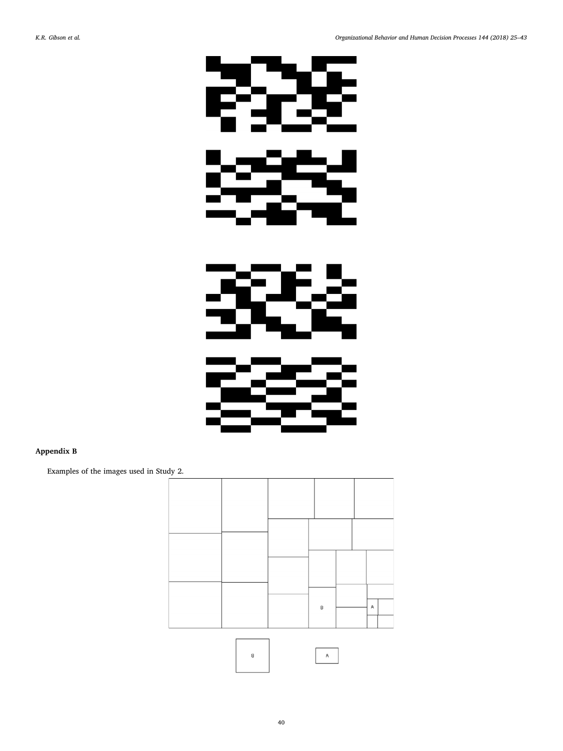## Appendix B

Examples of the images used in Study 2.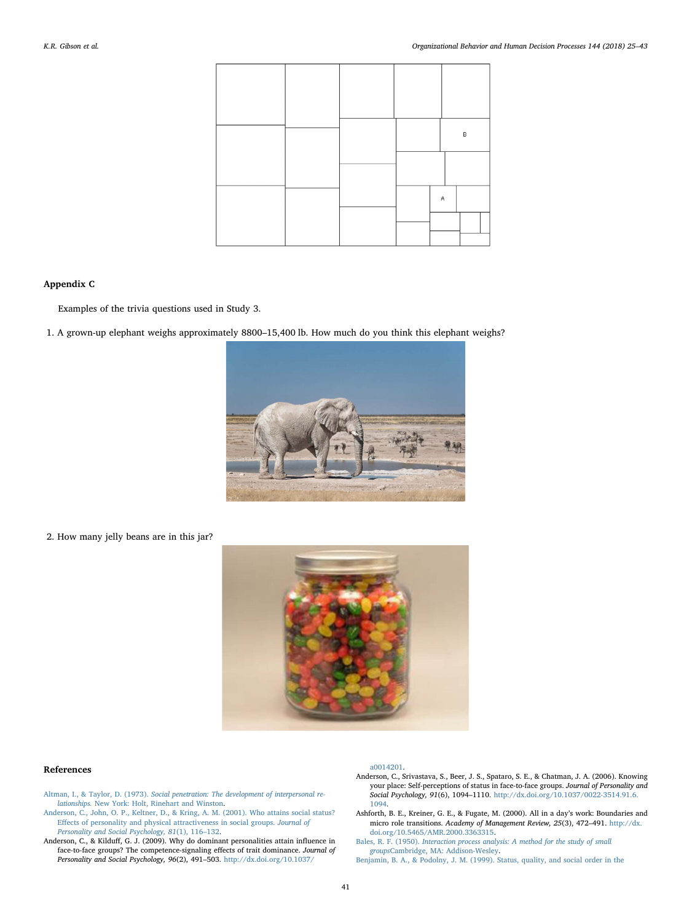## Appendix C

Examples of the trivia questions used in Study 3.

1. A grown-up elephant weighs approximately 8800–15,400 lb. How much do you think this elephant weighs?

2. How many jelly beans are in this jar?

## References

Altman, I., & Taylor, D. (1973). *Social penetration: The development of interpersonal relationships*. New York: Holt, Rinehart and Winston.

Anderson, C., John, O. P., Keltner, D., & Kring, A. M. (2001). Who attains social status? Effects of personality and physical attractiveness in social groups. *Journal of Personality and Social Psychology, 81*(1), 116–132.

Anderson, C., & Kilduff, G. J. (2009). Why do dominant personalities attain influence in face-to-face groups? The competence-signaling effects of trait dominance. *Journal of Personality and Social Psychology, 96*(2), 491–503. http://dx.doi.org/10.1037/a0014201.

Anderson, C., Srivastava, S., Beer, J. S., Spataro, S. E., & Chatman, J. A. (2006). Knowing your place: Self-perceptions of status in face-to-face groups. *Journal of Personality and Social Psychology, 91*(6), 1094–1110. http://dx.doi.org/10.1037/0022-3514.91.6.1094.

Ashforth, B. E., Kreiner, G. E., & Fugate, M. (2000). All in a day's work: Boundaries and micro role transitions. *Academy of Management Review, 25*(3), 472–491. http://dx.doi.org/10.5465/AMR.2000.3363315.

Bales, R. F. (1950). *Interaction process analysis: A method for the study of small groups*Cambridge, MA: Addison-Wesley.

Benjamin, B. A., & Podolny, J. M. (1999). Status, quality, and social order in the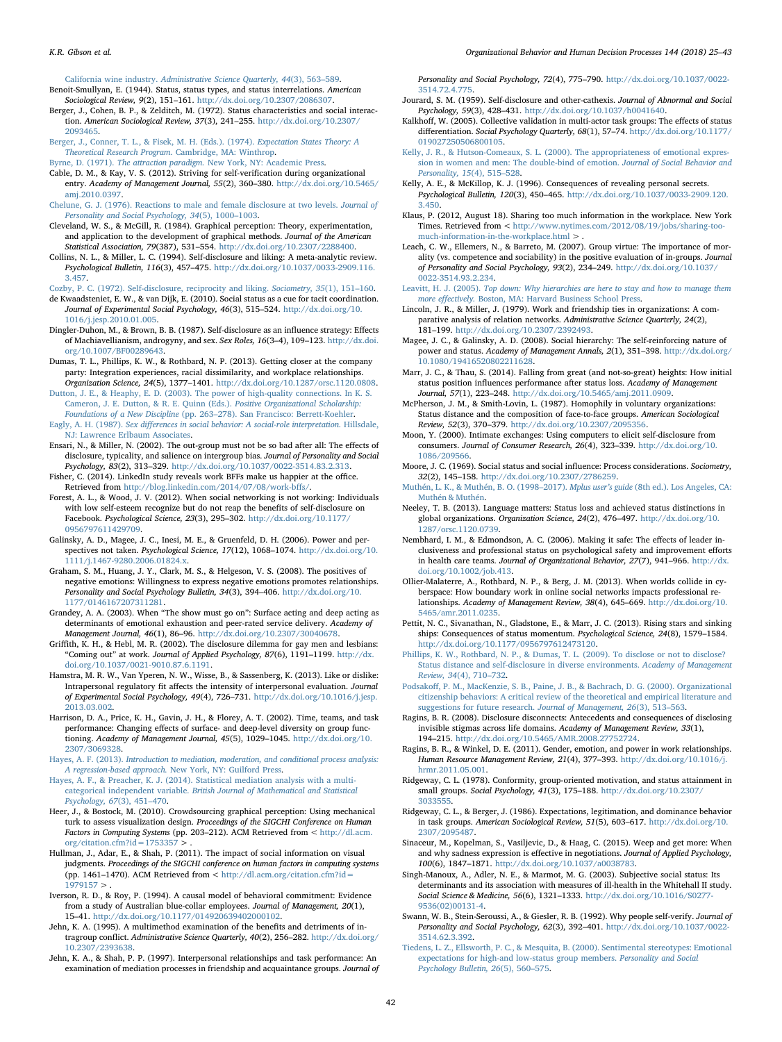California wine industry. *Administrative Science Quarterly, 44*(3), 563–589.

Benoit-Smullyan, E. (1944). Status, status types, and status interrelations. *American Sociological Review, 9*(2), 151–161. http://dx.doi.org/10.2307/2086307.

Berger, J., Cohen, B. P., & Zelditch, M. (1972). Status characteristics and social interaction. *American Sociological Review, 37*(3), 241–255. http://dx.doi.org/10.2307/2093465.

Berger, J., Conner, T. L., & Fisek, M. H. (Eds.). (1974). *Expectation States Theory: A Theoretical Research Program*. Cambridge, MA: Winthrop.

Byrne, D. (1971). *The attraction paradigm*. New York, NY: Academic Press.

Cable, D. M., & Kay, V. S. (2012). Striving for self-verification during organizational entry. *Academy of Management Journal, 55*(2), 360–380. http://dx.doi.org/10.5465/amj.2010.0397.

Chelune, G. J. (1976). Reactions to male and female disclosure at two levels. *Journal of Personality and Social Psychology, 34*(5), 1000–1003.

Cleveland, W. S., & McGill, R. (1984). Graphical perception: Theory, experimentation, and application to the development of graphical methods. *Journal of the American Statistical Association, 79*(387), 531–554. http://dx.doi.org/10.2307/2288400.

Collins, N. L., & Miller, L. C. (1994). Self-disclosure and liking: A meta-analytic review. *Psychological Bulletin, 116*(3), 457–475. http://dx.doi.org/10.1037/0033-2909.116.3.457.

Cozby, P. C. (1972). Self-disclosure, reciprocity and liking. *Sociometry, 35*(1), 151–160.

de Kwaadsteniet, E. W., & van Dijk, E. (2010). Social status as a cue for tacit coordination. *Journal of Experimental Social Psychology, 46*(3), 515–524. http://dx.doi.org/10.1016/j.jesp.2010.01.005.

Dingler-Duhon, M., & Brown, B. B. (1987). Self-disclosure as an influence strategy: Effects of Machiavellianism, androgyny, and sex. *Sex Roles, 16*(3–4), 109–123. http://dx.doi.org/10.1007/BF00289643.

Dumas, T. L., Phillips, K. W., & Rothbard, N. P. (2013). Getting closer at the company party: Integration experiences, racial dissimilarity, and workplace relationships. *Organization Science, 24*(5), 1377–1401. http://dx.doi.org/10.1287/orsc.1120.0808.

Dutton, J. E., & Heaphy, E. D. (2003). The power of high-quality connections. In K. S. Cameron, J. E. Dutton, & R. E. Quinn (Eds.). *Positive Organizational Scholarship: Foundations of a New Discipline* (pp. 263–278). San Francisco: Berrett-Koehler.

Eagly, A. H. (1987). *Sex differences in social behavior: A social-role interpretation*. Hillsdale, NJ: Lawrence Erlbaum Associates.

Ensari, N., & Miller, N. (2002). The out-group must not be so bad after all: The effects of disclosure, typicality, and salience on intergroup bias. *Journal of Personality and Social Psychology, 83*(2), 313–329. http://dx.doi.org/10.1037/0022-3514.83.2.313.

Fisher, C. (2014). LinkedIn study reveals work BFFs make us happier at the office. Retrieved from http://blog.linkedin.com/2014/07/08/work-bffs/.

Forest, A. L., & Wood, J. V. (2012). When social networking is not working: Individuals with low self-esteem recognize but do not reap the benefits of self-disclosure on Facebook. *Psychological Science, 23*(3), 295–302. http://dx.doi.org/10.1177/0956797611429709.

Galinsky, A. D., Magee, J. C., Inesi, M. E., & Gruenfeld, D. H. (2006). Power and perspectives not taken. *Psychological Science, 17*(12), 1068–1074. http://dx.doi.org/10.1111/j.1467-9280.2006.01824.x.

Graham, S. M., Huang, J. Y., Clark, M. S., & Helgeson, V. S. (2008). The positives of negative emotions: Willingness to express negative emotions promotes relationships. *Personality and Social Psychology Bulletin, 34*(3), 394–406. http://dx.doi.org/10.1177/0146167207311281.

Grandey, A. A. (2003). When "The show must go on": Surface acting and deep acting as determinants of emotional exhaustion and peer-rated service delivery. *Academy of Management Journal, 46*(1), 86–96. http://dx.doi.org/10.2307/30040678.

Griffith, K. H., & Hebl, M. R. (2002). The disclosure dilemma for gay men and lesbians: "Coming out" at work. *Journal of Applied Psychology, 87*(6), 1191–1199. http://dx.doi.org/10.1037/0021-9010.87.6.1191.

Hamstra, M. R. W., Van Yperen, N. W., Wisse, B., & Sassenberg, K. (2013). Like or dislike: Intrapersonal regulatory fit affects the intensity of interpersonal evaluation. *Journal of Experimental Social Psychology, 49*(4), 726–731. http://dx.doi.org/10.1016/j.jesp.2013.03.002.

Harrison, D. A., Price, K. H., Gavin, J. H., & Florey, A. T. (2002). Time, teams, and task performance: Changing effects of surface- and deep-level diversity on group functioning. *Academy of Management Journal, 45*(5), 1029–1045. http://dx.doi.org/10.2307/3069328.

Hayes, A. F. (2013). *Introduction to mediation, moderation, and conditional process analysis: A regression-based approach*. New York, NY: Guilford Press.

Hayes, A. F., & Preacher, K. J. (2014). Statistical mediation analysis with a multicategorical independent variable. *British Journal of Mathematical and Statistical Psychology, 67*(3), 451–470.

Heer, J., & Bostock, M. (2010). Crowdsourcing graphical perception: Using mechanical turk to assess visualization design. *Proceedings of the SIGCHI Conference on Human Factors in Computing Systems* (pp. 203–212). ACM Retrieved from < http://dl.acm.org/citation.cfm?id=1753357 > .

Hullman, J., Adar, E., & Shah, P. (2011). The impact of social information on visual judgments. *Proceedings of the SIGCHI conference on human factors in computing systems* (pp. 1461–1470). ACM Retrieved from < http://dl.acm.org/citation.cfm?id=1979157 > .

Iverson, R. D., & Roy, P. (1994). A causal model of behavioral commitment: Evidence from a study of Australian blue-collar employees. *Journal of Management, 20*(1), 15–41. http://dx.doi.org/10.1177/014920639402000102.

Jehn, K. A. (1995). A multimethod examination of the benefits and detriments of intragroup conflict. *Administrative Science Quarterly, 40*(2), 256–282. http://dx.doi.org/10.2307/2393638.

Jehn, K. A., & Shah, P. P. (1997). Interpersonal relationships and task performance: An examination of mediation processes in friendship and acquaintance groups. *Journal of Personality and Social Psychology, 72*(4), 775–790. http://dx.doi.org/10.1037/0022-3514.72.4.775.

Jourard, S. M. (1959). Self-disclosure and other-cathexis. *Journal of Abnormal and Social Psychology, 59*(3), 428–431. http://dx.doi.org/10.1037/h0041640.

Kalkhoff, W. (2005). Collective validation in multi-actor task groups: The effects of status differentiation. *Social Psychology Quarterly, 68*(1), 57–74. http://dx.doi.org/10.1177/019027250506800105.

Kelly, J. R., & Hutson-Comeaux, S. L. (2000). The appropriateness of emotional expression in women and men: The double-bind of emotion. *Journal of Social Behavior and Personality, 15*(4), 515–528.

Kelly, A. E., & McKillop, K. J. (1996). Consequences of revealing personal secrets. *Psychological Bulletin, 120*(3), 450–465. http://dx.doi.org/10.1037/0033-2909.120.3.450.

Klaus, P. (2012, August 18). Sharing too much information in the workplace. New York Times. Retrieved from < http://www.nytimes.com/2012/08/19/jobs/sharing-too-much-information-in-the-workplace.html > .

Leach, C. W., Ellemers, N., & Barreto, M. (2007). Group virtue: The importance of morality (vs. competence and sociability) in the positive evaluation of in-groups. *Journal of Personality and Social Psychology, 93*(2), 234–249. http://dx.doi.org/10.1037/0022-3514.93.2.234.

Leavitt, H. J. (2005). *Top down: Why hierarchies are here to stay and how to manage them more effectively*. Boston, MA: Harvard Business School Press.

Lincoln, J. R., & Miller, J. (1979). Work and friendship ties in organizations: A comparative analysis of relation networks. *Administrative Science Quarterly, 24*(2), 181–199. http://dx.doi.org/10.2307/2392493.

Magee, J. C., & Galinsky, A. D. (2008). Social hierarchy: The self-reinforcing nature of power and status. *Academy of Management Annals, 2*(1), 351–398. http://dx.doi.org/10.1080/19416520802211628.

Marr, J. C., & Thau, S. (2014). Falling from great (and not-so-great) heights: How initial status position influences performance after status loss. *Academy of Management Journal, 57*(1), 223–248. http://dx.doi.org/10.5465/amj.2011.0909.

McPherson, J. M., & Smith-Lovin, L. (1987). Homophily in voluntary organizations: Status distance and the composition of face-to-face groups. *American Sociological Review, 52*(3), 370–379. http://dx.doi.org/10.2307/2095356.

Moon, Y. (2000). Intimate exchanges: Using computers to elicit self-disclosure from consumers. *Journal of Consumer Research, 26*(4), 323–339. http://dx.doi.org/10.1086/209566.

Moore, J. C. (1969). Social status and social influence: Process considerations. *Sociometry, 32*(2), 145–158. http://dx.doi.org/10.2307/2786259.

Muthén, L. K., & Muthén, B. O. (1998–2017). *Mplus user's guide* (8th ed.). Los Angeles, CA: Muthén & Muthén.

Neeley, T. B. (2013). Language matters: Status loss and achieved status distinctions in global organizations. *Organization Science, 24*(2), 476–497. http://dx.doi.org/10.1287/orsc.1120.0739.

Nembhard, I. M., & Edmondson, A. C. (2006). Making it safe: The effects of leader inclusiveness and professional status on psychological safety and improvement efforts in health care teams. *Journal of Organizational Behavior, 27*(7), 941–966. http://dx.doi.org/10.1002/job.413.

Ollier-Malaterre, A., Rothbard, N. P., & Berg, J. M. (2013). When worlds collide in cyberspace: How boundary work in online social networks impacts professional relationships. *Academy of Management Review, 38*(4), 645–669. http://dx.doi.org/10.5465/amr.2011.0235.

Pettit, N. C., Sivanathan, N., Gladstone, E., & Marr, J. C. (2013). Rising stars and sinking ships: Consequences of status momentum. *Psychological Science, 24*(8), 1579–1584. http://dx.doi.org/10.1177/0956797612473120.

Phillips, K. W., Rothbard, N. P., & Dumas, T. L. (2009). To disclose or not to disclose? Status distance and self-disclosure in diverse environments. *Academy of Management Review, 34*(4), 710–732.

Podsakoff, P. M., MacKenzie, S. B., Paine, J. B., & Bachrach, D. G. (2000). Organizational citizenship behaviors: A critical review of the theoretical and empirical literature and suggestions for future research. *Journal of Management, 26*(3), 513–563.

Ragins, B. R. (2008). Disclosure disconnects: Antecedents and consequences of disclosing invisible stigmas across life domains. *Academy of Management Review, 33*(1), 194–215. http://dx.doi.org/10.5465/AMR.2008.27752724.

Ragins, B. R., & Winkel, D. E. (2011). Gender, emotion, and power in work relationships. *Human Resource Management Review, 21*(4), 377–393. http://dx.doi.org/10.1016/j.hrmr.2011.05.001.

Ridgeway, C. L. (1978). Conformity, group-oriented motivation, and status attainment in small groups. *Social Psychology, 41*(3), 175–188. http://dx.doi.org/10.2307/3033555.

Ridgeway, C. L., & Berger, J. (1986). Expectations, legitimation, and dominance behavior in task groups. *American Sociological Review, 51*(5), 603–617. http://dx.doi.org/10.2307/2095487.

Sinaceur, M., Kopelman, S., Vasiljevic, D., & Haag, C. (2015). Weep and get more: When and why sadness expression is effective in negotiations. *Journal of Applied Psychology, 100*(6), 1847–1871. http://dx.doi.org/10.1037/a0038783.

Singh-Manoux, A., Adler, N. E., & Marmot, M. G. (2003). Subjective social status: Its determinants and its association with measures of ill-health in the Whitehall II study. *Social Science & Medicine, 56*(6), 1321–1333. http://dx.doi.org/10.1016/S0277-9536(02)00131-4.

Swann, W. B., Stein-Seroussi, A., & Giesler, R. B. (1992). Why people self-verify. *Journal of Personality and Social Psychology, 62*(3), 392–401. http://dx.doi.org/10.1037/0022-3514.62.3.392.

Tiedens, L. Z., Ellsworth, P. C., & Mesquita, B. (2000). Sentimental stereotypes: Emotional expectations for high-and low-status group members. *Personality and Social Psychology Bulletin, 26*(5), 560–575.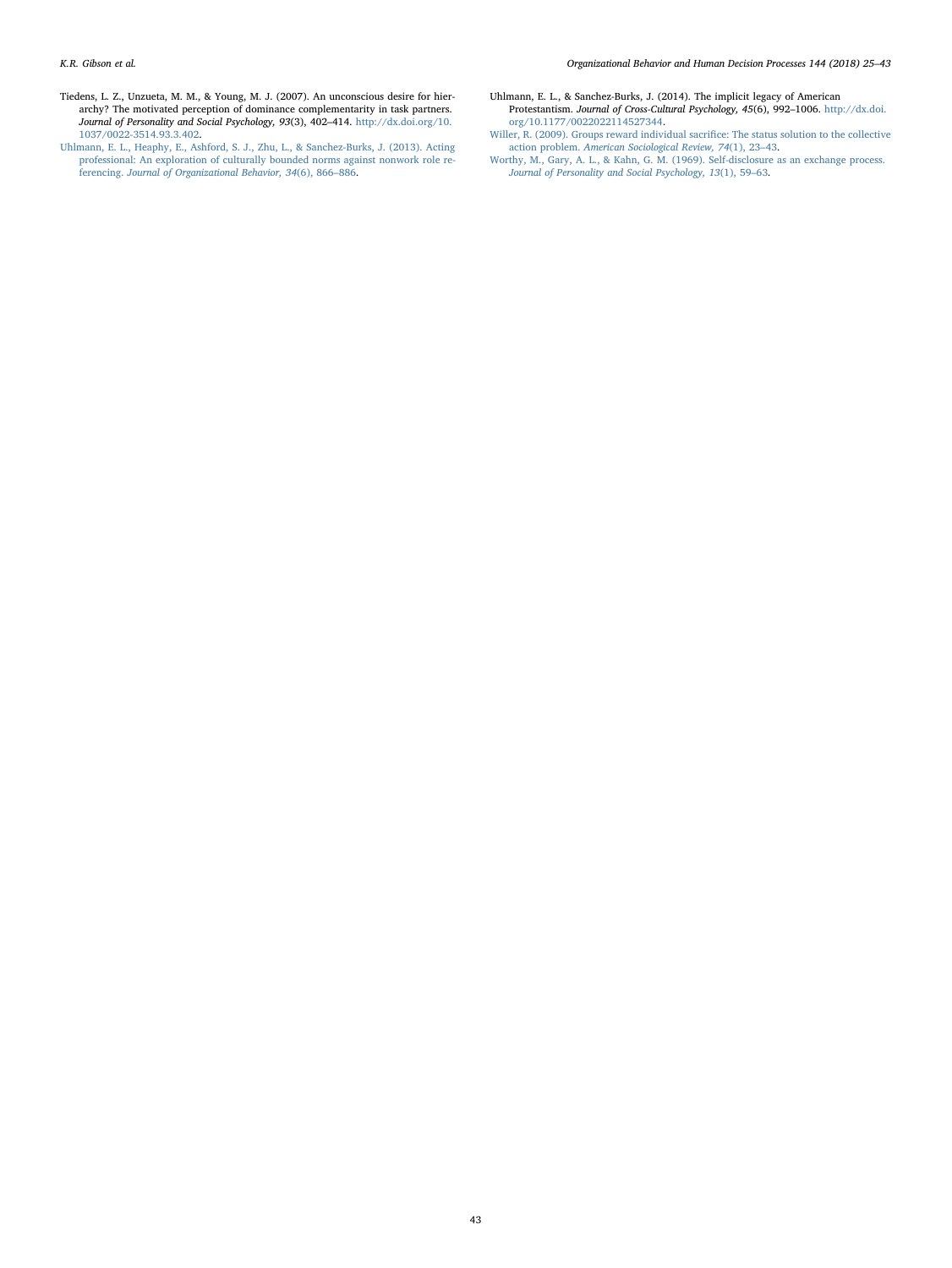Tiedens, L. Z., Unzueta, M. M., & Young, M. J. (2007). An unconscious desire for hierarchy? The motivated perception of dominance complementarity in task partners. *Journal of Personality and Social Psychology, 93*(3), 402–414. http://dx.doi.org/10.1037/0022-3514.93.3.402.

Uhlmann, E. L., Heaphy, E., Ashford, S. J., Zhu, L., & Sanchez-Burks, J. (2013). Acting professional: An exploration of culturally bounded norms against nonwork role referencing. *Journal of Organizational Behavior, 34*(6), 866–886.

Uhlmann, E. L., & Sanchez-Burks, J. (2014). The implicit legacy of American Protestantism. *Journal of Cross-Cultural Psychology, 45*(6), 992–1006. http://dx.doi.org/10.1177/0022022114527344.

Willer, R. (2009). Groups reward individual sacrifice: The status solution to the collective action problem. *American Sociological Review, 74*(1), 23–43.

Worthy, M., Gary, A. L., & Kahn, G. M. (1969). Self-disclosure as an exchange process. *Journal of Personality and Social Psychology, 13*(1), 59–63.